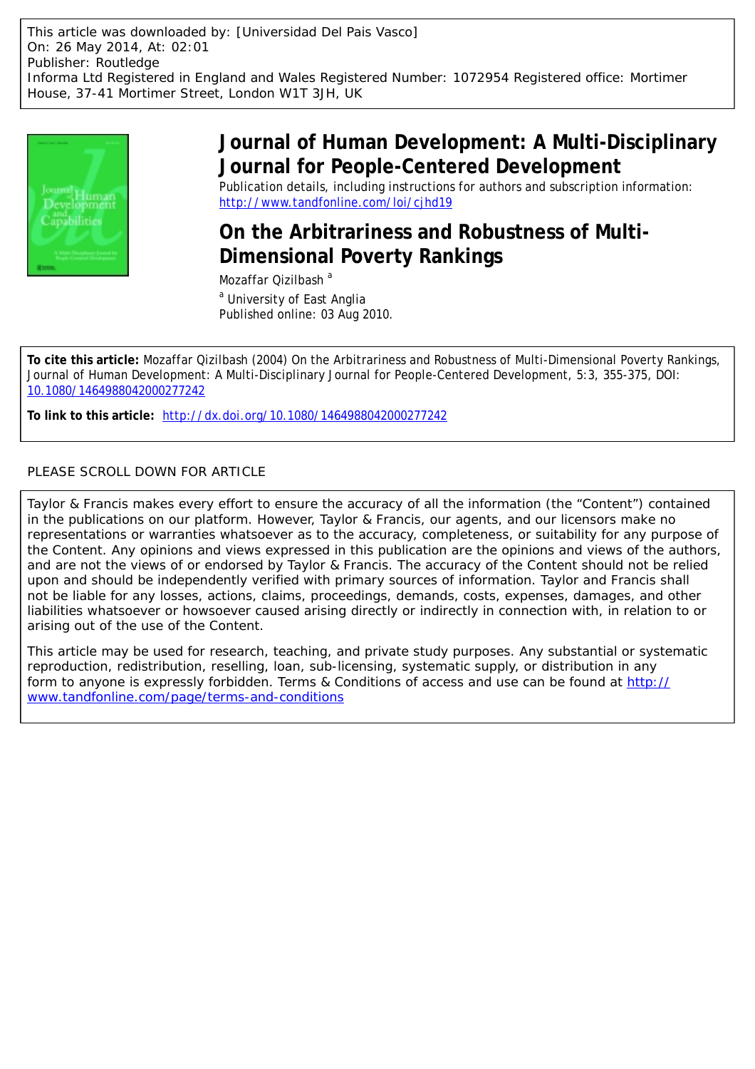This article was downloaded by: [Universidad Del Pais Vasco]
On: 26 May 2014, At: 02:01
Publisher: Routledge
Informa Ltd Registered in England and Wales Registered Number: 1072954 Registered office: Mortimer House, 37-41 Mortimer Street, London W1T 3JH, UK

# Journal of Human Development: A Multi-Disciplinary Journal for People-Centered Development

Publication details, including instructions for authors and subscription information:
http://www.tandfonline.com/loi/cjhd19

## On the Arbitrariness and Robustness of Multi-Dimensional Poverty Rankings

Mozaffar Qizilbash [a]

[a] University of East Anglia

Published online: 03 Aug 2010.

**To cite this article:** Mozaffar Qizilbash (2004) On the Arbitrariness and Robustness of Multi-Dimensional Poverty Rankings, Journal of Human Development: A Multi-Disciplinary Journal for People-Centered Development, 5:3, 355-375, DOI: 10.1080/1464988042000277242

**To link to this article:** http://dx.doi.org/10.1080/1464988042000277242

PLEASE SCROLL DOWN FOR ARTICLE

Taylor & Francis makes every effort to ensure the accuracy of all the information (the "Content") contained in the publications on our platform. However, Taylor & Francis, our agents, and our licensors make no representations or warranties whatsoever as to the accuracy, completeness, or suitability for any purpose of the Content. Any opinions and views expressed in this publication are the opinions and views of the authors, and are not the views of or endorsed by Taylor & Francis. The accuracy of the Content should not be relied upon and should be independently verified with primary sources of information. Taylor and Francis shall not be liable for any losses, actions, claims, proceedings, demands, costs, expenses, damages, and other liabilities whatsoever or howsoever caused arising directly or indirectly in connection with, in relation to or arising out of the use of the Content.

This article may be used for research, teaching, and private study purposes. Any substantial or systematic reproduction, redistribution, reselling, loan, sub-licensing, systematic supply, or distribution in any form to anyone is expressly forbidden. Terms & Conditions of access and use can be found at http://www.tandfonline.com/page/terms-and-conditions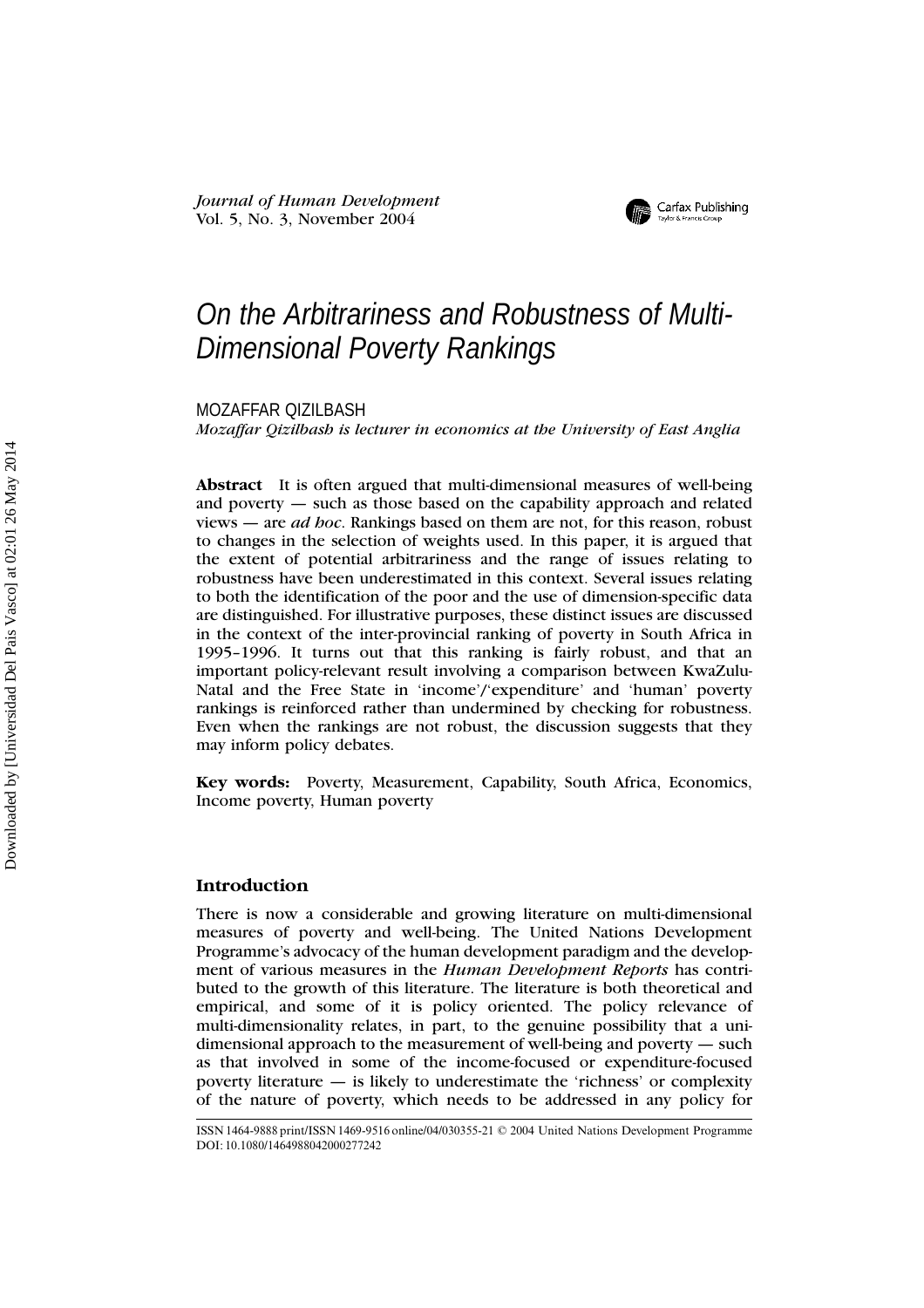# On the Arbitrariness and Robustness of Multi-Dimensional Poverty Rankings

MOZAFFAR QIZILBASH

*Mozaffar Qizilbash is lecturer in economics at the University of East Anglia*

**Abstract** It is often argued that multi-dimensional measures of well-being and poverty — such as those based on the capability approach and related views — are *ad hoc*. Rankings based on them are not, for this reason, robust to changes in the selection of weights used. In this paper, it is argued that the extent of potential arbitrariness and the range of issues relating to robustness have been underestimated in this context. Several issues relating to both the identification of the poor and the use of dimension-specific data are distinguished. For illustrative purposes, these distinct issues are discussed in the context of the inter-provincial ranking of poverty in South Africa in 1995–1996. It turns out that this ranking is fairly robust, and that an important policy-relevant result involving a comparison between KwaZulu-Natal and the Free State in 'income'/'expenditure' and 'human' poverty rankings is reinforced rather than undermined by checking for robustness. Even when the rankings are not robust, the discussion suggests that they may inform policy debates.

**Key words:** Poverty, Measurement, Capability, South Africa, Economics, Income poverty, Human poverty

## Introduction

There is now a considerable and growing literature on multi-dimensional measures of poverty and well-being. The United Nations Development Programme's advocacy of the human development paradigm and the development of various measures in the *Human Development Reports* has contributed to the growth of this literature. The literature is both theoretical and empirical, and some of it is policy oriented. The policy relevance of multi-dimensionality relates, in part, to the genuine possibility that a uni-dimensional approach to the measurement of well-being and poverty — such as that involved in some of the income-focused or expenditure-focused poverty literature — is likely to underestimate the 'richness' or complexity of the nature of poverty, which needs to be addressed in any policy for

ISSN 1464-9888 print/ISSN 1469-9516 online/04/030355-21 © 2004 United Nations Development Programme
DOI: 10.1080/1464988042000277242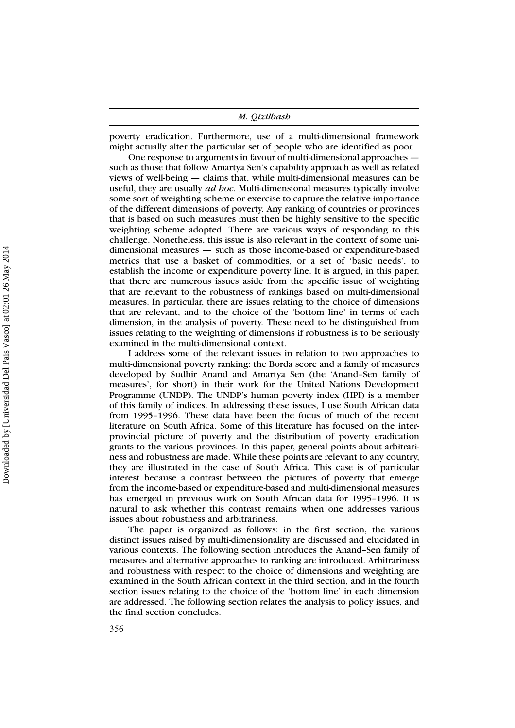poverty eradication. Furthermore, use of a multi-dimensional framework might actually alter the particular set of people who are identified as poor.

One response to arguments in favour of multi-dimensional approaches — such as those that follow Amartya Sen's capability approach as well as related views of well-being — claims that, while multi-dimensional measures can be useful, they are usually *ad hoc*. Multi-dimensional measures typically involve some sort of weighting scheme or exercise to capture the relative importance of the different dimensions of poverty. Any ranking of countries or provinces that is based on such measures must then be highly sensitive to the specific weighting scheme adopted. There are various ways of responding to this challenge. Nonetheless, this issue is also relevant in the context of some uni-dimensional measures — such as those income-based or expenditure-based metrics that use a basket of commodities, or a set of 'basic needs', to establish the income or expenditure poverty line. It is argued, in this paper, that there are numerous issues aside from the specific issue of weighting that are relevant to the robustness of rankings based on multi-dimensional measures. In particular, there are issues relating to the choice of dimensions that are relevant, and to the choice of the 'bottom line' in terms of each dimension, in the analysis of poverty. These need to be distinguished from issues relating to the weighting of dimensions if robustness is to be seriously examined in the multi-dimensional context.

I address some of the relevant issues in relation to two approaches to multi-dimensional poverty ranking: the Borda score and a family of measures developed by Sudhir Anand and Amartya Sen (the 'Anand–Sen family of measures', for short) in their work for the United Nations Development Programme (UNDP). The UNDP's human poverty index (HPI) is a member of this family of indices. In addressing these issues, I use South African data from 1995–1996. These data have been the focus of much of the recent literature on South Africa. Some of this literature has focused on the inter-provincial picture of poverty and the distribution of poverty eradication grants to the various provinces. In this paper, general points about arbitrariness and robustness are made. While these points are relevant to any country, they are illustrated in the case of South Africa. This case is of particular interest because a contrast between the pictures of poverty that emerge from the income-based or expenditure-based and multi-dimensional measures has emerged in previous work on South African data for 1995–1996. It is natural to ask whether this contrast remains when one addresses various issues about robustness and arbitrariness.

The paper is organized as follows: in the first section, the various distinct issues raised by multi-dimensionality are discussed and elucidated in various contexts. The following section introduces the Anand–Sen family of measures and alternative approaches to ranking are introduced. Arbitrariness and robustness with respect to the choice of dimensions and weighting are examined in the South African context in the third section, and in the fourth section issues relating to the choice of the 'bottom line' in each dimension are addressed. The following section relates the analysis to policy issues, and the final section concludes.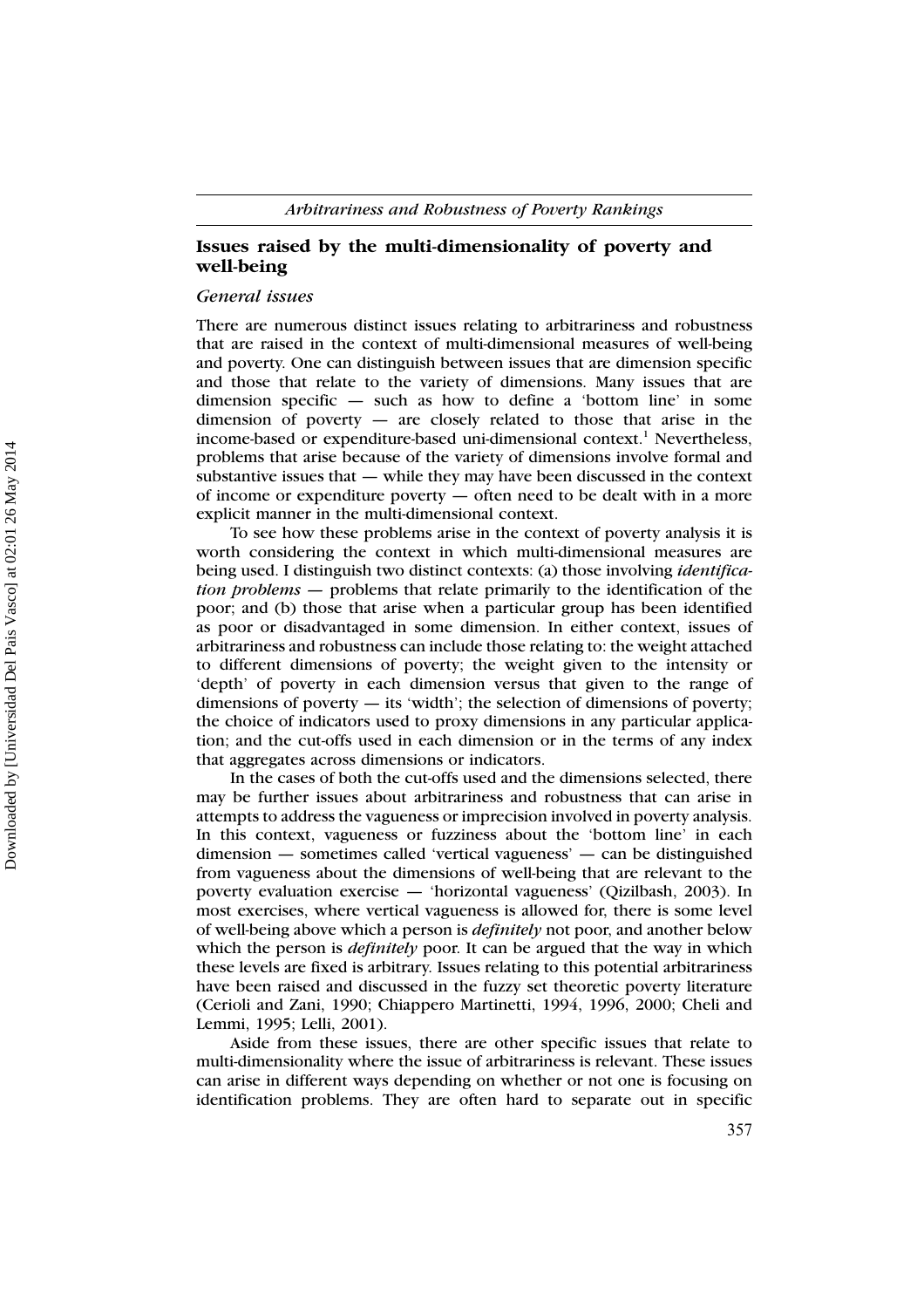## Issues raised by the multi-dimensionality of poverty and well-being

### *General issues*

There are numerous distinct issues relating to arbitrariness and robustness that are raised in the context of multi-dimensional measures of well-being and poverty. One can distinguish between issues that are dimension specific and those that relate to the variety of dimensions. Many issues that are dimension specific — such as how to define a 'bottom line' in some dimension of poverty — are closely related to those that arise in the income-based or expenditure-based uni-dimensional context.[1] Nevertheless, problems that arise because of the variety of dimensions involve formal and substantive issues that — while they may have been discussed in the context of income or expenditure poverty — often need to be dealt with in a more explicit manner in the multi-dimensional context.

To see how these problems arise in the context of poverty analysis it is worth considering the context in which multi-dimensional measures are being used. I distinguish two distinct contexts: (a) those involving *identification problems* — problems that relate primarily to the identification of the poor; and (b) those that arise when a particular group has been identified as poor or disadvantaged in some dimension. In either context, issues of arbitrariness and robustness can include those relating to: the weight attached to different dimensions of poverty; the weight given to the intensity or 'depth' of poverty in each dimension versus that given to the range of dimensions of poverty — its 'width'; the selection of dimensions of poverty; the choice of indicators used to proxy dimensions in any particular application; and the cut-offs used in each dimension or in the terms of any index that aggregates across dimensions or indicators.

In the cases of both the cut-offs used and the dimensions selected, there may be further issues about arbitrariness and robustness that can arise in attempts to address the vagueness or imprecision involved in poverty analysis. In this context, vagueness or fuzziness about the 'bottom line' in each dimension — sometimes called 'vertical vagueness' — can be distinguished from vagueness about the dimensions of well-being that are relevant to the poverty evaluation exercise — 'horizontal vagueness' (Qizilbash, 2003). In most exercises, where vertical vagueness is allowed for, there is some level of well-being above which a person is *definitely* not poor, and another below which the person is *definitely* poor. It can be argued that the way in which these levels are fixed is arbitrary. Issues relating to this potential arbitrariness have been raised and discussed in the fuzzy set theoretic poverty literature (Cerioli and Zani, 1990; Chiappero Martinetti, 1994, 1996, 2000; Cheli and Lemmi, 1995; Lelli, 2001).

Aside from these issues, there are other specific issues that relate to multi-dimensionality where the issue of arbitrariness is relevant. These issues can arise in different ways depending on whether or not one is focusing on identification problems. They are often hard to separate out in specific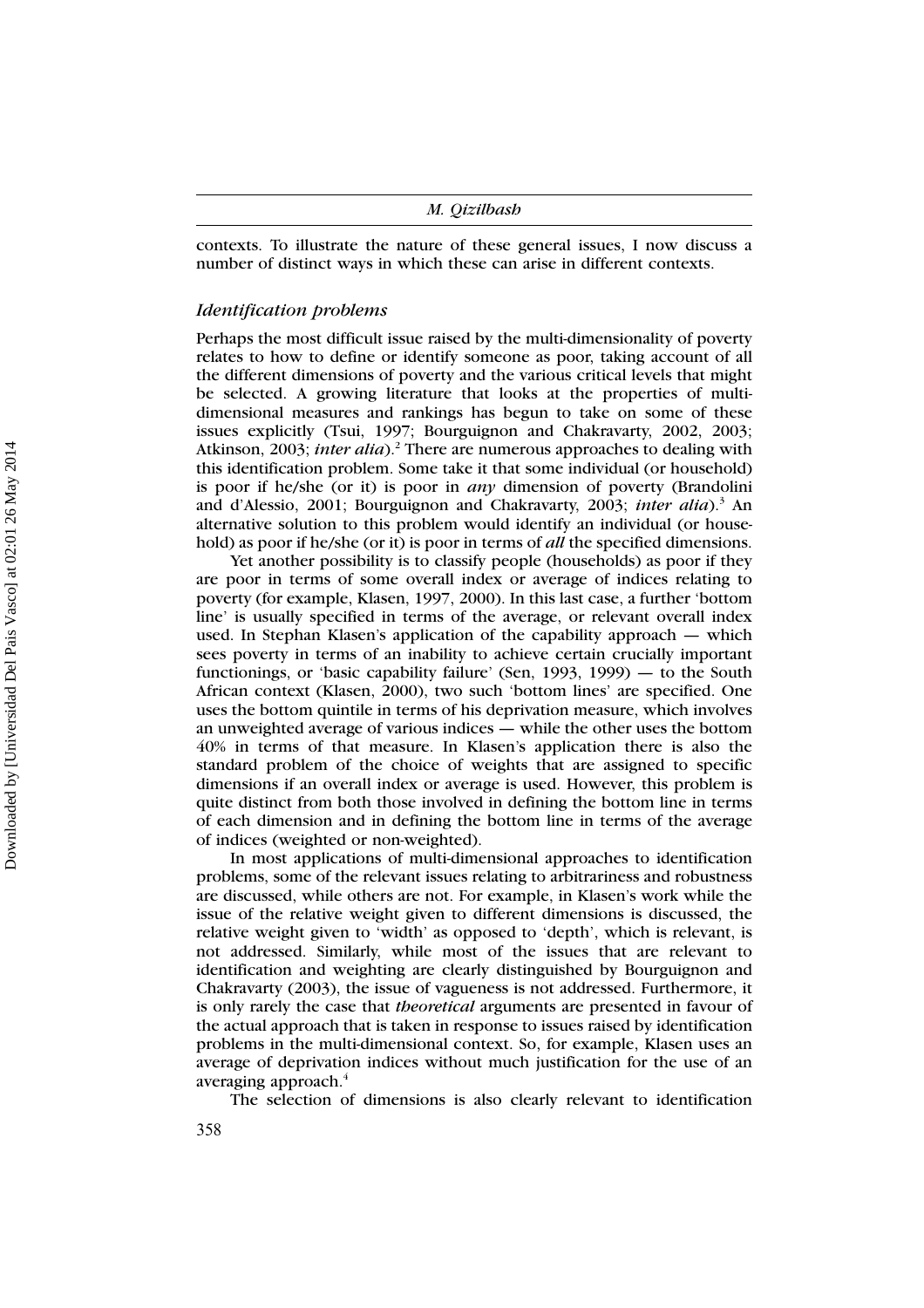contexts. To illustrate the nature of these general issues, I now discuss a number of distinct ways in which these can arise in different contexts.

### *Identification problems*

Perhaps the most difficult issue raised by the multi-dimensionality of poverty relates to how to define or identify someone as poor, taking account of all the different dimensions of poverty and the various critical levels that might be selected. A growing literature that looks at the properties of multi-dimensional measures and rankings has begun to take on some of these issues explicitly (Tsui, 1997; Bourguignon and Chakravarty, 2002, 2003; Atkinson, 2003; *inter alia*).[2] There are numerous approaches to dealing with this identification problem. Some take it that some individual (or household) is poor if he/she (or it) is poor in *any* dimension of poverty (Brandolini and d'Alessio, 2001; Bourguignon and Chakravarty, 2003; *inter alia*).[3] An alternative solution to this problem would identify an individual (or household) as poor if he/she (or it) is poor in terms of *all* the specified dimensions.

Yet another possibility is to classify people (households) as poor if they are poor in terms of some overall index or average of indices relating to poverty (for example, Klasen, 1997, 2000). In this last case, a further 'bottom line' is usually specified in terms of the average, or relevant overall index used. In Stephan Klasen's application of the capability approach — which sees poverty in terms of an inability to achieve certain crucially important functionings, or 'basic capability failure' (Sen, 1993, 1999) — to the South African context (Klasen, 2000), two such 'bottom lines' are specified. One uses the bottom quintile in terms of his deprivation measure, which involves an unweighted average of various indices — while the other uses the bottom 40% in terms of that measure. In Klasen's application there is also the standard problem of the choice of weights that are assigned to specific dimensions if an overall index or average is used. However, this problem is quite distinct from both those involved in defining the bottom line in terms of each dimension and in defining the bottom line in terms of the average of indices (weighted or non-weighted).

In most applications of multi-dimensional approaches to identification problems, some of the relevant issues relating to arbitrariness and robustness are discussed, while others are not. For example, in Klasen's work while the issue of the relative weight given to different dimensions is discussed, the relative weight given to 'width' as opposed to 'depth', which is relevant, is not addressed. Similarly, while most of the issues that are relevant to identification and weighting are clearly distinguished by Bourguignon and Chakravarty (2003), the issue of vagueness is not addressed. Furthermore, it is only rarely the case that *theoretical* arguments are presented in favour of the actual approach that is taken in response to issues raised by identification problems in the multi-dimensional context. So, for example, Klasen uses an average of deprivation indices without much justification for the use of an averaging approach.[4]

The selection of dimensions is also clearly relevant to identification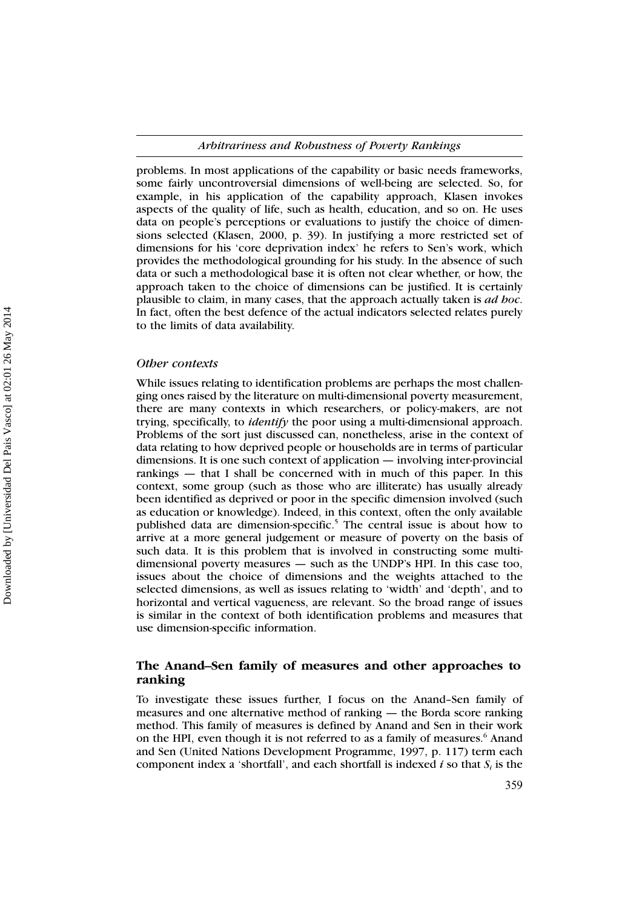problems. In most applications of the capability or basic needs frameworks, some fairly uncontroversial dimensions of well-being are selected. So, for example, in his application of the capability approach, Klasen invokes aspects of the quality of life, such as health, education, and so on. He uses data on people's perceptions or evaluations to justify the choice of dimensions selected (Klasen, 2000, p. 39). In justifying a more restricted set of dimensions for his 'core deprivation index' he refers to Sen's work, which provides the methodological grounding for his study. In the absence of such data or such a methodological base it is often not clear whether, or how, the approach taken to the choice of dimensions can be justified. It is certainly plausible to claim, in many cases, that the approach actually taken is *ad hoc*. In fact, often the best defence of the actual indicators selected relates purely to the limits of data availability.

### *Other contexts*

While issues relating to identification problems are perhaps the most challenging ones raised by the literature on multi-dimensional poverty measurement, there are many contexts in which researchers, or policy-makers, are not trying, specifically, to *identify* the poor using a multi-dimensional approach. Problems of the sort just discussed can, nonetheless, arise in the context of data relating to how deprived people or households are in terms of particular dimensions. It is one such context of application — involving inter-provincial rankings — that I shall be concerned with in much of this paper. In this context, some group (such as those who are illiterate) has usually already been identified as deprived or poor in the specific dimension involved (such as education or knowledge). Indeed, in this context, often the only available published data are dimension-specific.[5] The central issue is about how to arrive at a more general judgement or measure of poverty on the basis of such data. It is this problem that is involved in constructing some multi-dimensional poverty measures — such as the UNDP's HPI. In this case too, issues about the choice of dimensions and the weights attached to the selected dimensions, as well as issues relating to 'width' and 'depth', and to horizontal and vertical vagueness, are relevant. So the broad range of issues is similar in the context of both identification problems and measures that use dimension-specific information.

## The Anand–Sen family of measures and other approaches to ranking

To investigate these issues further, I focus on the Anand–Sen family of measures and one alternative method of ranking — the Borda score ranking method. This family of measures is defined by Anand and Sen in their work on the HPI, even though it is not referred to as a family of measures.[6] Anand and Sen (United Nations Development Programme, 1997, p. 117) term each component index a 'shortfall', and each shortfall is indexed $i$ so that $S_i$ is the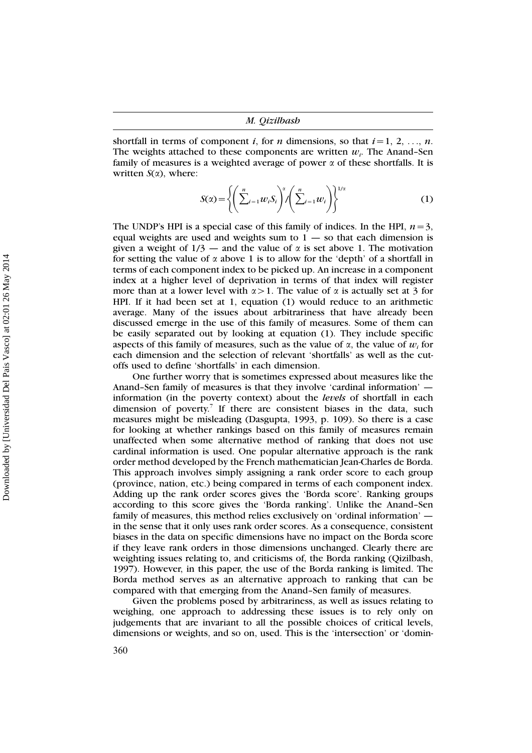shortfall in terms of component $i$, for $n$ dimensions, so that $i = 1, 2, \ldots, n$. The weights attached to these components are written $w_i$. The Anand–Sen family of measures is a weighted average of power $\alpha$ of these shortfalls. It is written $S(\alpha)$, where:

$$S(\alpha) = \left\{ \left( \sum_{i=1}^{n} w_i S_i \right)^{\alpha} / \left( \sum_{i=1}^{n} w_i \right) \right\}^{1/\alpha} \tag{1}$$

The UNDP's HPI is a special case of this family of indices. In the HPI, $n = 3$, equal weights are used and weights sum to 1 — so that each dimension is given a weight of 1/3 — and the value of $\alpha$ is set above 1. The motivation for setting the value of $\alpha$ above 1 is to allow for the 'depth' of a shortfall in terms of each component index to be picked up. An increase in a component index at a higher level of deprivation in terms of that index will register more than at a lower level with $\alpha > 1$. The value of $\alpha$ is actually set at 3 for HPI. If it had been set at 1, equation (1) would reduce to an arithmetic average. Many of the issues about arbitrariness that have already been discussed emerge in the use of this family of measures. Some of them can be easily separated out by looking at equation (1). They include specific aspects of this family of measures, such as the value of $\alpha$, the value of $w_i$ for each dimension and the selection of relevant 'shortfalls' as well as the cut-offs used to define 'shortfalls' in each dimension.

One further worry that is sometimes expressed about measures like the Anand–Sen family of measures is that they involve 'cardinal information' — information (in the poverty context) about the *levels* of shortfall in each dimension of poverty.[7] If there are consistent biases in the data, such measures might be misleading (Dasgupta, 1993, p. 109). So there is a case for looking at whether rankings based on this family of measures remain unaffected when some alternative method of ranking that does not use cardinal information is used. One popular alternative approach is the rank order method developed by the French mathematician Jean-Charles de Borda. This approach involves simply assigning a rank order score to each group (province, nation, etc.) being compared in terms of each component index. Adding up the rank order scores gives the 'Borda score'. Ranking groups according to this score gives the 'Borda ranking'. Unlike the Anand–Sen family of measures, this method relies exclusively on 'ordinal information' — in the sense that it only uses rank order scores. As a consequence, consistent biases in the data on specific dimensions have no impact on the Borda score if they leave rank orders in those dimensions unchanged. Clearly there are weighting issues relating to, and criticisms of, the Borda ranking (Qizilbash, 1997). However, in this paper, the use of the Borda ranking is limited. The Borda method serves as an alternative approach to ranking that can be compared with that emerging from the Anand–Sen family of measures.

Given the problems posed by arbitrariness, as well as issues relating to weighing, one approach to addressing these issues is to rely only on judgements that are invariant to all the possible choices of critical levels, dimensions or weights, and so on, used. This is the 'intersection' or 'domin-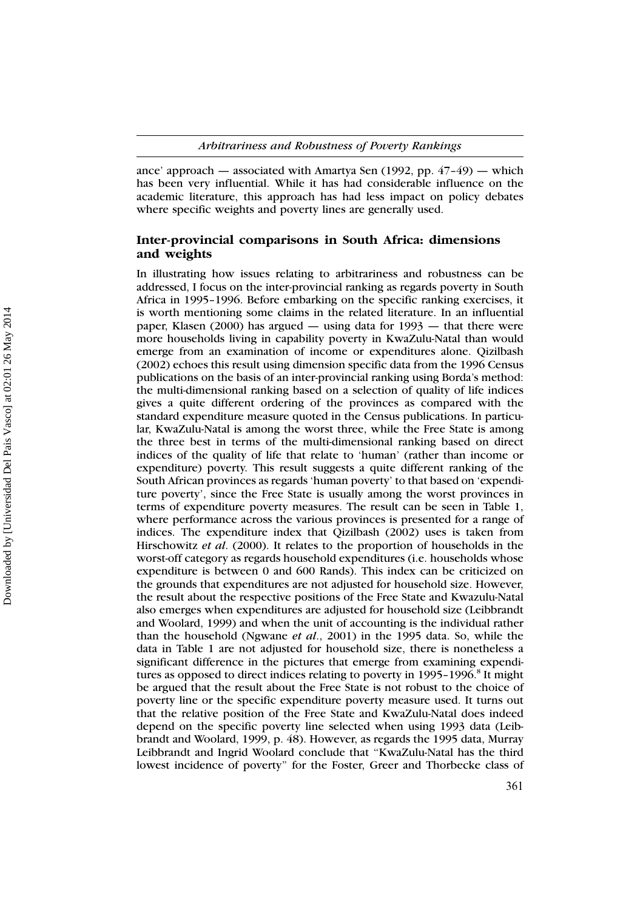ance' approach — associated with Amartya Sen (1992, pp. 47–49) — which has been very influential. While it has had considerable influence on the academic literature, this approach has had less impact on policy debates where specific weights and poverty lines are generally used.

## Inter-provincial comparisons in South Africa: dimensions and weights

In illustrating how issues relating to arbitrariness and robustness can be addressed, I focus on the inter-provincial ranking as regards poverty in South Africa in 1995–1996. Before embarking on the specific ranking exercises, it is worth mentioning some claims in the related literature. In an influential paper, Klasen (2000) has argued — using data for 1993 — that there were more households living in capability poverty in KwaZulu-Natal than would emerge from an examination of income or expenditures alone. Qizilbash (2002) echoes this result using dimension specific data from the 1996 Census publications on the basis of an inter-provincial ranking using Borda's method: the multi-dimensional ranking based on a selection of quality of life indices gives a quite different ordering of the provinces as compared with the standard expenditure measure quoted in the Census publications. In particular, KwaZulu-Natal is among the worst three, while the Free State is among the three best in terms of the multi-dimensional ranking based on direct indices of the quality of life that relate to 'human' (rather than income or expenditure) poverty. This result suggests a quite different ranking of the South African provinces as regards 'human poverty' to that based on 'expenditure poverty', since the Free State is usually among the worst provinces in terms of expenditure poverty measures. The result can be seen in Table 1, where performance across the various provinces is presented for a range of indices. The expenditure index that Qizilbash (2002) uses is taken from Hirschowitz *et al*. (2000). It relates to the proportion of households in the worst-off category as regards household expenditures (i.e. households whose expenditure is between 0 and 600 Rands). This index can be criticized on the grounds that expenditures are not adjusted for household size. However, the result about the respective positions of the Free State and Kwazulu-Natal also emerges when expenditures are adjusted for household size (Leibbrandt and Woolard, 1999) and when the unit of accounting is the individual rather than the household (Ngwane *et al*., 2001) in the 1995 data. So, while the data in Table 1 are not adjusted for household size, there is nonetheless a significant difference in the pictures that emerge from examining expenditures as opposed to direct indices relating to poverty in 1995–1996.[8] It might be argued that the result about the Free State is not robust to the choice of poverty line or the specific expenditure poverty measure used. It turns out that the relative position of the Free State and KwaZulu-Natal does indeed depend on the specific poverty line selected when using 1993 data (Leibbrandt and Woolard, 1999, p. 48). However, as regards the 1995 data, Murray Leibbrandt and Ingrid Woolard conclude that "KwaZulu-Natal has the third lowest incidence of poverty" for the Foster, Greer and Thorbecke class of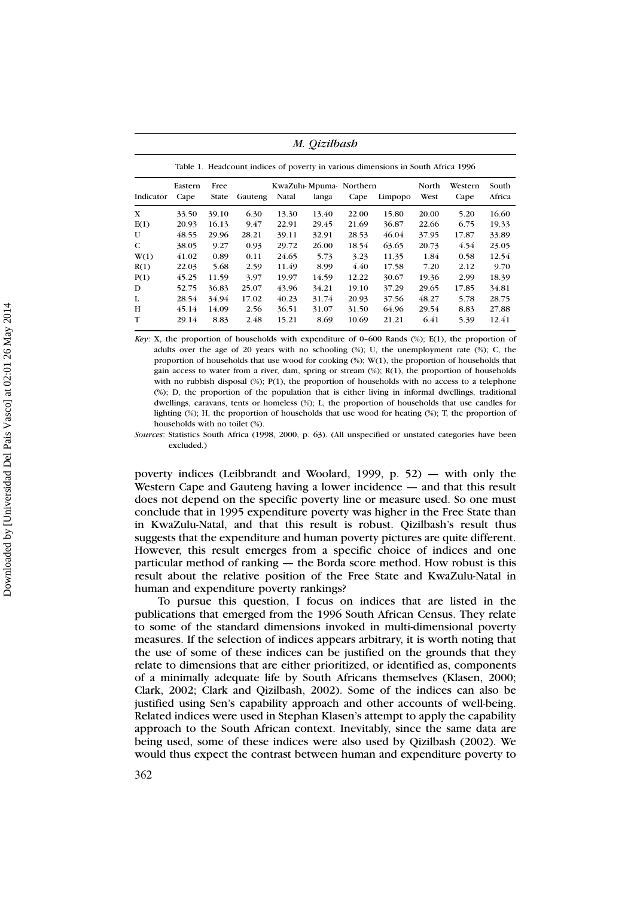Table 1. Headcount indices of poverty in various dimensions in South Africa 1996

| Indicator | Eastern Cape | Free State | Gauteng | KwaZulu-Natal | Mpuma-langa | Northern Cape | Limpopo | North West | Western Cape | South Africa |
|---|---|---|---|---|---|---|---|---|---|---|
| X | 33.50 | 39.10 | 6.30 | 13.30 | 13.40 | 22.00 | 15.80 | 20.00 | 5.20 | 16.60 |
| E(1) | 20.93 | 16.13 | 9.47 | 22.91 | 29.45 | 21.69 | 36.87 | 22.66 | 6.75 | 19.33 |
| U | 48.55 | 29.96 | 28.21 | 39.11 | 32.91 | 28.53 | 46.04 | 37.95 | 17.87 | 33.89 |
| C | 38.05 | 9.27 | 0.93 | 29.72 | 26.00 | 18.54 | 63.65 | 20.73 | 4.54 | 23.05 |
| W(1) | 41.02 | 0.89 | 0.11 | 24.65 | 5.73 | 3.23 | 11.35 | 1.84 | 0.58 | 12.54 |
| R(1) | 22.03 | 5.68 | 2.59 | 11.49 | 8.99 | 4.40 | 17.58 | 7.20 | 2.12 | 9.70 |
| P(1) | 45.25 | 11.59 | 3.97 | 19.97 | 14.59 | 12.22 | 30.67 | 19.36 | 2.99 | 18.39 |
| D | 52.75 | 36.83 | 25.07 | 43.96 | 34.21 | 19.10 | 37.29 | 29.65 | 17.85 | 34.81 |
| L | 28.54 | 34.94 | 17.02 | 40.23 | 31.74 | 20.93 | 37.56 | 48.27 | 5.78 | 28.75 |
| H | 45.14 | 14.09 | 2.56 | 36.51 | 31.07 | 31.50 | 64.96 | 29.54 | 8.83 | 27.88 |
| T | 29.14 | 8.83 | 2.48 | 15.21 | 8.69 | 10.69 | 21.21 | 6.41 | 5.39 | 12.41 |

*Key*: X, the proportion of households with expenditure of 0–600 Rands (%); E(1), the proportion of adults over the age of 20 years with no schooling (%); U, the unemployment rate (%); C, the proportion of households that use wood for cooking (%); W(1), the proportion of households that gain access to water from a river, dam, spring or stream (%); R(1), the proportion of households with no rubbish disposal (%); P(1), the proportion of households with no access to a telephone (%); D, the proportion of the population that is either living in informal dwellings, traditional dwellings, caravans, tents or homeless (%); L, the proportion of households that use candles for lighting (%); H, the proportion of households that use wood for heating (%); T, the proportion of households with no toilet (%).

*Sources*: Statistics South Africa (1998, 2000, p. 63). (All unspecified or unstated categories have been excluded.)

poverty indices (Leibbrandt and Woolard, 1999, p. 52) — with only the Western Cape and Gauteng having a lower incidence — and that this result does not depend on the specific poverty line or measure used. So one must conclude that in 1995 expenditure poverty was higher in the Free State than in KwaZulu-Natal, and that this result is robust. Qizilbash's result thus suggests that the expenditure and human poverty pictures are quite different. However, this result emerges from a specific choice of indices and one particular method of ranking — the Borda score method. How robust is this result about the relative position of the Free State and KwaZulu-Natal in human and expenditure poverty rankings?

To pursue this question, I focus on indices that are listed in the publications that emerged from the 1996 South African Census. They relate to some of the standard dimensions invoked in multi-dimensional poverty measures. If the selection of indices appears arbitrary, it is worth noting that the use of some of these indices can be justified on the grounds that they relate to dimensions that are either prioritized, or identified as, components of a minimally adequate life by South Africans themselves (Klasen, 2000; Clark, 2002; Clark and Qizilbash, 2002). Some of the indices can also be justified using Sen's capability approach and other accounts of well-being. Related indices were used in Stephan Klasen's attempt to apply the capability approach to the South African context. Inevitably, since the same data are being used, some of these indices were also used by Qizilbash (2002). We would thus expect the contrast between human and expenditure poverty to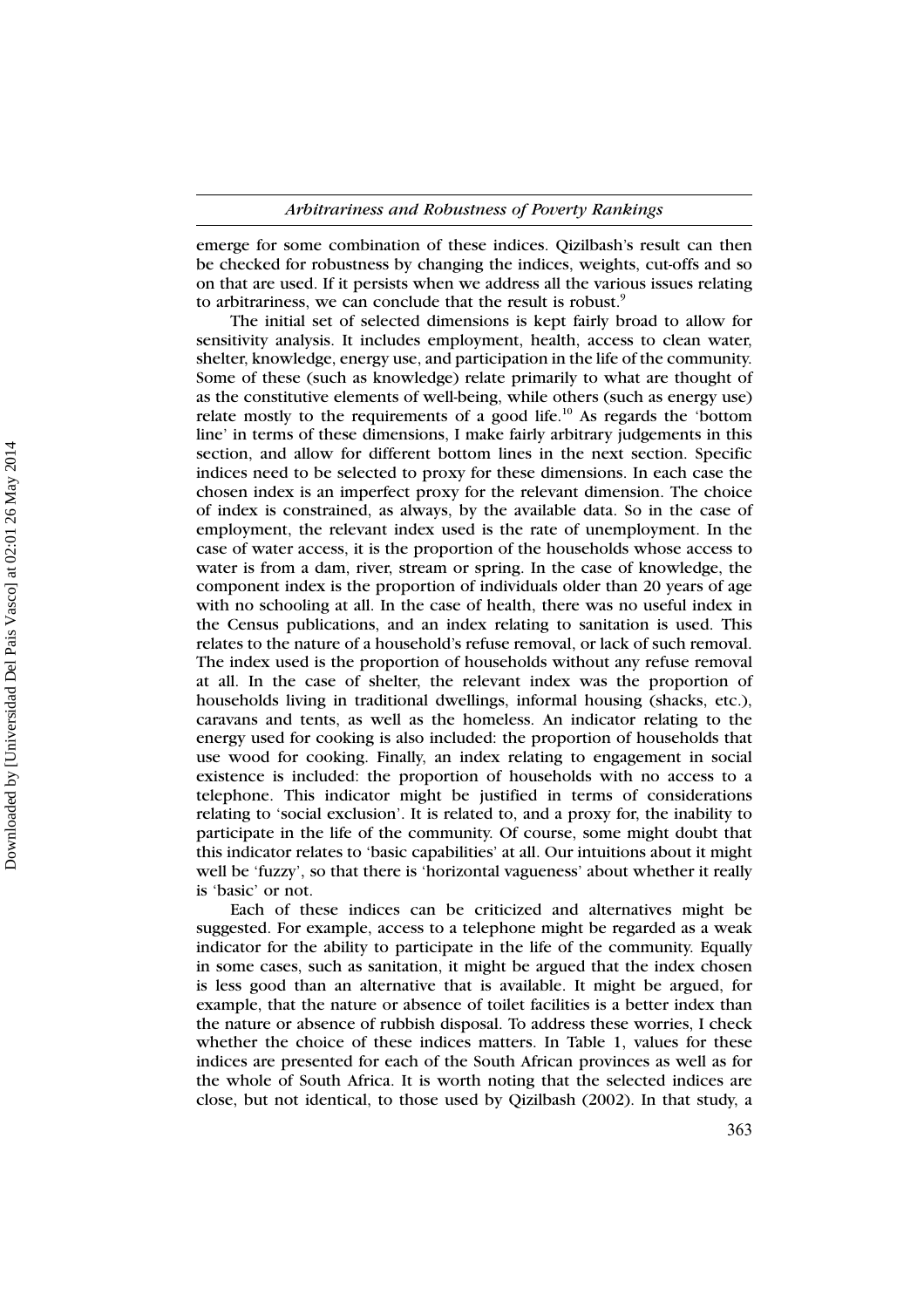emerge for some combination of these indices. Qizilbash's result can then be checked for robustness by changing the indices, weights, cut-offs and so on that are used. If it persists when we address all the various issues relating to arbitrariness, we can conclude that the result is robust.[9]

The initial set of selected dimensions is kept fairly broad to allow for sensitivity analysis. It includes employment, health, access to clean water, shelter, knowledge, energy use, and participation in the life of the community. Some of these (such as knowledge) relate primarily to what are thought of as the constitutive elements of well-being, while others (such as energy use) relate mostly to the requirements of a good life.[10] As regards the 'bottom line' in terms of these dimensions, I make fairly arbitrary judgements in this section, and allow for different bottom lines in the next section. Specific indices need to be selected to proxy for these dimensions. In each case the chosen index is an imperfect proxy for the relevant dimension. The choice of index is constrained, as always, by the available data. So in the case of employment, the relevant index used is the rate of unemployment. In the case of water access, it is the proportion of the households whose access to water is from a dam, river, stream or spring. In the case of knowledge, the component index is the proportion of individuals older than 20 years of age with no schooling at all. In the case of health, there was no useful index in the Census publications, and an index relating to sanitation is used. This relates to the nature of a household's refuse removal, or lack of such removal. The index used is the proportion of households without any refuse removal at all. In the case of shelter, the relevant index was the proportion of households living in traditional dwellings, informal housing (shacks, etc.), caravans and tents, as well as the homeless. An indicator relating to the energy used for cooking is also included: the proportion of households that use wood for cooking. Finally, an index relating to engagement in social existence is included: the proportion of households with no access to a telephone. This indicator might be justified in terms of considerations relating to 'social exclusion'. It is related to, and a proxy for, the inability to participate in the life of the community. Of course, some might doubt that this indicator relates to 'basic capabilities' at all. Our intuitions about it might well be 'fuzzy', so that there is 'horizontal vagueness' about whether it really is 'basic' or not.

Each of these indices can be criticized and alternatives might be suggested. For example, access to a telephone might be regarded as a weak indicator for the ability to participate in the life of the community. Equally in some cases, such as sanitation, it might be argued that the index chosen is less good than an alternative that is available. It might be argued, for example, that the nature or absence of toilet facilities is a better index than the nature or absence of rubbish disposal. To address these worries, I check whether the choice of these indices matters. In Table 1, values for these indices are presented for each of the South African provinces as well as for the whole of South Africa. It is worth noting that the selected indices are close, but not identical, to those used by Qizilbash (2002). In that study, a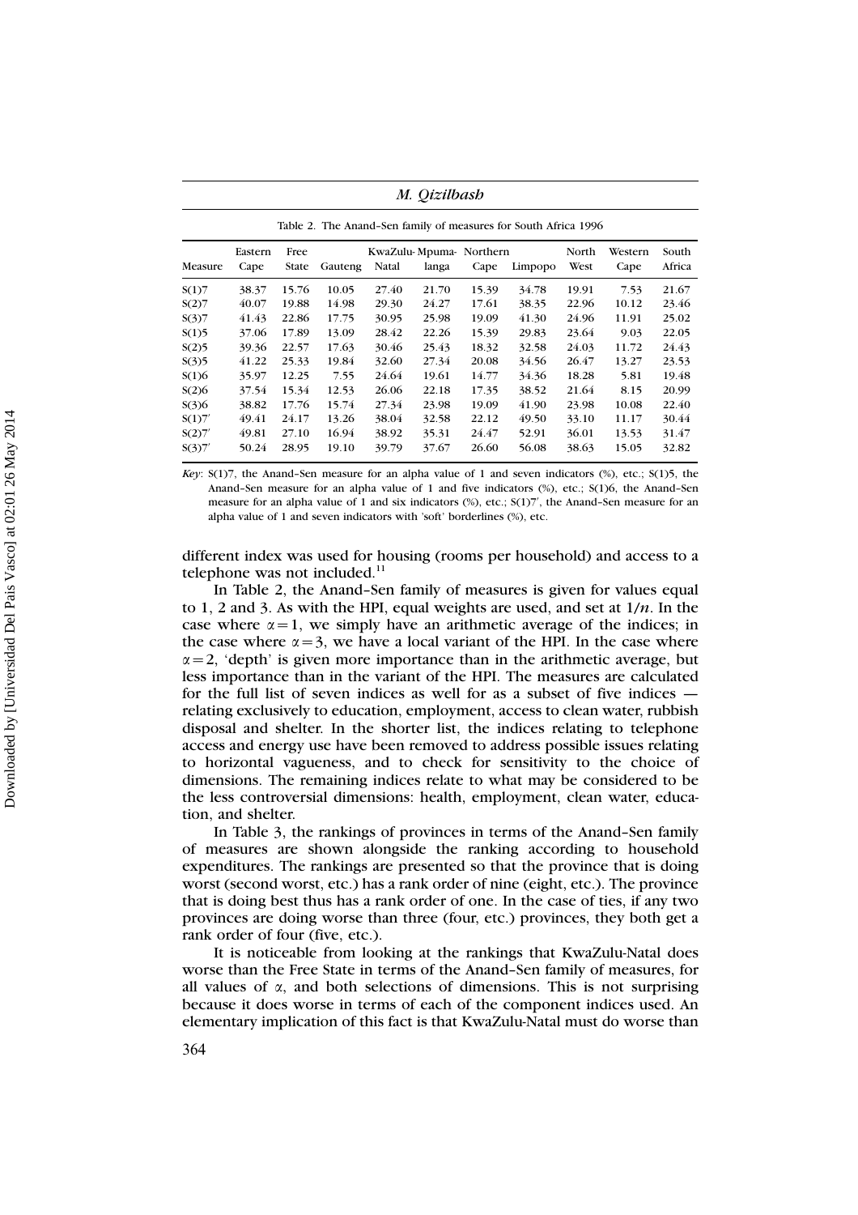Table 2. The Anand–Sen family of measures for South Africa 1996

| Measure | Eastern Cape | Free State | Gauteng | KwaZulu-Natal | Mpuma-langa | Northern Cape | Limpopo | North West | Western Cape | South Africa |
|---|---|---|---|---|---|---|---|---|---|---|
| S(1)7 | 38.37 | 15.76 | 10.05 | 27.40 | 21.70 | 15.39 | 34.78 | 19.91 | 7.53 | 21.67 |
| S(2)7 | 40.07 | 19.88 | 14.98 | 29.30 | 24.27 | 17.61 | 38.35 | 22.96 | 10.12 | 23.46 |
| S(3)7 | 41.43 | 22.86 | 17.75 | 30.95 | 25.98 | 19.09 | 41.30 | 24.96 | 11.91 | 25.02 |
| S(1)5 | 37.06 | 17.89 | 13.09 | 28.42 | 22.26 | 15.39 | 29.83 | 23.64 | 9.03 | 22.05 |
| S(2)5 | 39.36 | 22.57 | 17.63 | 30.46 | 25.43 | 18.32 | 32.58 | 24.03 | 11.72 | 24.43 |
| S(3)5 | 41.22 | 25.33 | 19.84 | 32.60 | 27.34 | 20.08 | 34.56 | 26.47 | 13.27 | 23.53 |
| S(1)6 | 35.97 | 12.25 | 7.55 | 24.64 | 19.61 | 14.77 | 34.36 | 18.28 | 5.81 | 19.48 |
| S(2)6 | 37.54 | 15.34 | 12.53 | 26.06 | 22.18 | 17.35 | 38.52 | 21.64 | 8.15 | 20.99 |
| S(3)6 | 38.82 | 17.76 | 15.74 | 27.34 | 23.98 | 19.09 | 41.90 | 23.98 | 10.08 | 22.40 |
| S(1)7′ | 49.41 | 24.17 | 13.26 | 38.04 | 32.58 | 22.12 | 49.50 | 33.10 | 11.17 | 30.44 |
| S(2)7′ | 49.81 | 27.10 | 16.94 | 38.92 | 35.31 | 24.47 | 52.91 | 36.01 | 13.53 | 31.47 |
| S(3)7′ | 50.24 | 28.95 | 19.10 | 39.79 | 37.67 | 26.60 | 56.08 | 38.63 | 15.05 | 32.82 |

*Key*: S(1)7, the Anand–Sen measure for an alpha value of 1 and seven indicators (%), etc.; S(1)5, the Anand–Sen measure for an alpha value of 1 and five indicators (%), etc.; S(1)6, the Anand–Sen measure for an alpha value of 1 and six indicators (%), etc.; S(1)7′, the Anand–Sen measure for an alpha value of 1 and seven indicators with 'soft' borderlines (%), etc.

different index was used for housing (rooms per household) and access to a telephone was not included.[11]

In Table 2, the Anand–Sen family of measures is given for values equal to 1, 2 and 3. As with the HPI, equal weights are used, and set at $1/n$. In the case where $\alpha = 1$, we simply have an arithmetic average of the indices; in the case where $\alpha = 3$, we have a local variant of the HPI. In the case where $\alpha = 2$, 'depth' is given more importance than in the arithmetic average, but less importance than in the variant of the HPI. The measures are calculated for the full list of seven indices as well for as a subset of five indices — relating exclusively to education, employment, access to clean water, rubbish disposal and shelter. In the shorter list, the indices relating to telephone access and energy use have been removed to address possible issues relating to horizontal vagueness, and to check for sensitivity to the choice of dimensions. The remaining indices relate to what may be considered to be the less controversial dimensions: health, employment, clean water, education, and shelter.

In Table 3, the rankings of provinces in terms of the Anand–Sen family of measures are shown alongside the ranking according to household expenditures. The rankings are presented so that the province that is doing worst (second worst, etc.) has a rank order of nine (eight, etc.). The province that is doing best thus has a rank order of one. In the case of ties, if any two provinces are doing worse than three (four, etc.) provinces, they both get a rank order of four (five, etc.).

It is noticeable from looking at the rankings that KwaZulu-Natal does worse than the Free State in terms of the Anand–Sen family of measures, for all values of $\alpha$, and both selections of dimensions. This is not surprising because it does worse in terms of each of the component indices used. An elementary implication of this fact is that KwaZulu-Natal must do worse than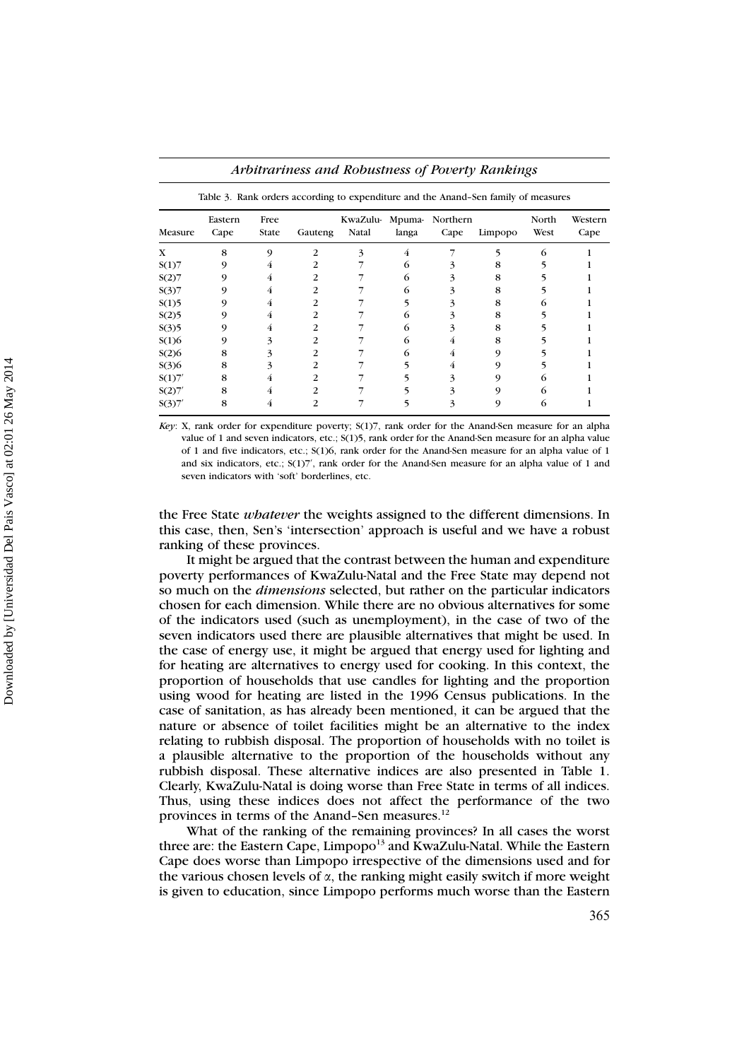Table 3. Rank orders according to expenditure and the Anand–Sen family of measures

| Measure | Eastern Cape | Free State | Gauteng | KwaZulu-Natal | Mpuma-langa | Northern Cape | Limpopo | North West | Western Cape |
|---|---|---|---|---|---|---|---|---|---|
| X | 8 | 9 | 2 | 3 | 4 | 7 | 5 | 6 | 1 |
| S(1)7 | 9 | 4 | 2 | 7 | 6 | 3 | 8 | 5 | 1 |
| S(2)7 | 9 | 4 | 2 | 7 | 6 | 3 | 8 | 5 | 1 |
| S(3)7 | 9 | 4 | 2 | 7 | 6 | 3 | 8 | 5 | 1 |
| S(1)5 | 9 | 4 | 2 | 7 | 5 | 3 | 8 | 6 | 1 |
| S(2)5 | 9 | 4 | 2 | 7 | 6 | 3 | 8 | 5 | 1 |
| S(3)5 | 9 | 4 | 2 | 7 | 6 | 3 | 8 | 5 | 1 |
| S(1)6 | 9 | 3 | 2 | 7 | 6 | 4 | 8 | 5 | 1 |
| S(2)6 | 8 | 3 | 2 | 7 | 6 | 4 | 9 | 5 | 1 |
| S(3)6 | 8 | 3 | 2 | 7 | 5 | 4 | 9 | 5 | 1 |
| S(1)7′ | 8 | 4 | 2 | 7 | 5 | 3 | 9 | 6 | 1 |
| S(2)7′ | 8 | 4 | 2 | 7 | 5 | 3 | 9 | 6 | 1 |
| S(3)7′ | 8 | 4 | 2 | 7 | 5 | 3 | 9 | 6 | 1 |

*Key*: X, rank order for expenditure poverty; S(1)7, rank order for the Anand-Sen measure for an alpha value of 1 and seven indicators, etc.; S(1)5, rank order for the Anand-Sen measure for an alpha value of 1 and five indicators, etc.; S(1)6, rank order for the Anand-Sen measure for an alpha value of 1 and six indicators, etc.; S(1)7′, rank order for the Anand-Sen measure for an alpha value of 1 and seven indicators with 'soft' borderlines, etc.

the Free State *whatever* the weights assigned to the different dimensions. In this case, then, Sen's 'intersection' approach is useful and we have a robust ranking of these provinces.

It might be argued that the contrast between the human and expenditure poverty performances of KwaZulu-Natal and the Free State may depend not so much on the *dimensions* selected, but rather on the particular indicators chosen for each dimension. While there are no obvious alternatives for some of the indicators used (such as unemployment), in the case of two of the seven indicators used there are plausible alternatives that might be used. In the case of energy use, it might be argued that energy used for lighting and for heating are alternatives to energy used for cooking. In this context, the proportion of households that use candles for lighting and the proportion using wood for heating are listed in the 1996 Census publications. In the case of sanitation, as has already been mentioned, it can be argued that the nature or absence of toilet facilities might be an alternative to the index relating to rubbish disposal. The proportion of households with no toilet is a plausible alternative to the proportion of the households without any rubbish disposal. These alternative indices are also presented in Table 1. Clearly, KwaZulu-Natal is doing worse than Free State in terms of all indices. Thus, using these indices does not affect the performance of the two provinces in terms of the Anand–Sen measures.[12]

What of the ranking of the remaining provinces? In all cases the worst three are: the Eastern Cape, Limpopo[13] and KwaZulu-Natal. While the Eastern Cape does worse than Limpopo irrespective of the dimensions used and for the various chosen levels of $\alpha$, the ranking might easily switch if more weight is given to education, since Limpopo performs much worse than the Eastern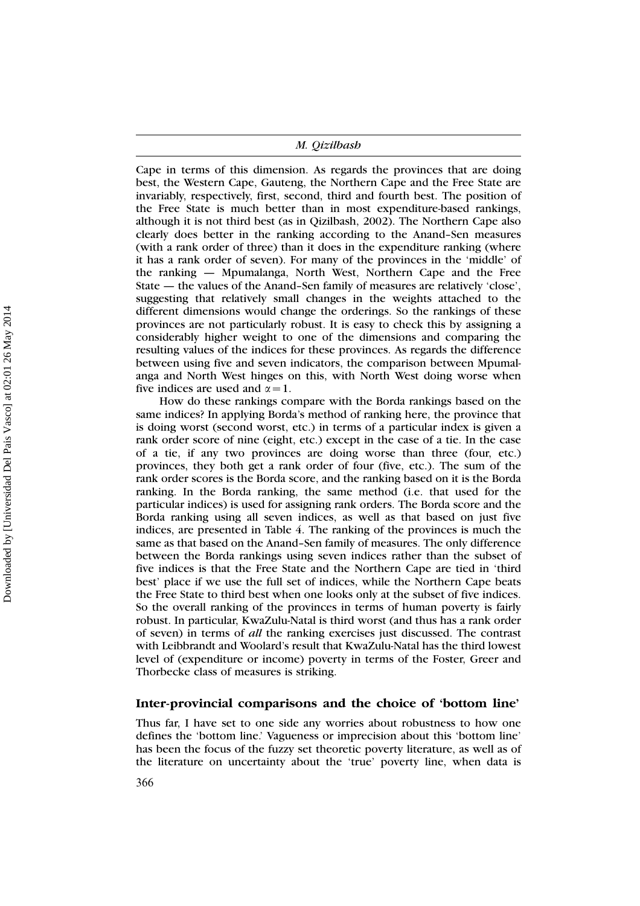Cape in terms of this dimension. As regards the provinces that are doing best, the Western Cape, Gauteng, the Northern Cape and the Free State are invariably, respectively, first, second, third and fourth best. The position of the Free State is much better than in most expenditure-based rankings, although it is not third best (as in Qizilbash, 2002). The Northern Cape also clearly does better in the ranking according to the Anand–Sen measures (with a rank order of three) than it does in the expenditure ranking (where it has a rank order of seven). For many of the provinces in the 'middle' of the ranking — Mpumalanga, North West, Northern Cape and the Free State — the values of the Anand–Sen family of measures are relatively 'close', suggesting that relatively small changes in the weights attached to the different dimensions would change the orderings. So the rankings of these provinces are not particularly robust. It is easy to check this by assigning a considerably higher weight to one of the dimensions and comparing the resulting values of the indices for these provinces. As regards the difference between using five and seven indicators, the comparison between Mpumalanga and North West hinges on this, with North West doing worse when five indices are used and $\alpha = 1$.

How do these rankings compare with the Borda rankings based on the same indices? In applying Borda's method of ranking here, the province that is doing worst (second worst, etc.) in terms of a particular index is given a rank order score of nine (eight, etc.) except in the case of a tie. In the case of a tie, if any two provinces are doing worse than three (four, etc.) provinces, they both get a rank order of four (five, etc.). The sum of the rank order scores is the Borda score, and the ranking based on it is the Borda ranking. In the Borda ranking, the same method (i.e. that used for the particular indices) is used for assigning rank orders. The Borda score and the Borda ranking using all seven indices, as well as that based on just five indices, are presented in Table 4. The ranking of the provinces is much the same as that based on the Anand–Sen family of measures. The only difference between the Borda rankings using seven indices rather than the subset of five indices is that the Free State and the Northern Cape are tied in 'third best' place if we use the full set of indices, while the Northern Cape beats the Free State to third best when one looks only at the subset of five indices. So the overall ranking of the provinces in terms of human poverty is fairly robust. In particular, KwaZulu-Natal is third worst (and thus has a rank order of seven) in terms of *all* the ranking exercises just discussed. The contrast with Leibbrandt and Woolard's result that KwaZulu-Natal has the third lowest level of (expenditure or income) poverty in terms of the Foster, Greer and Thorbecke class of measures is striking.

## Inter-provincial comparisons and the choice of 'bottom line'

Thus far, I have set to one side any worries about robustness to how one defines the 'bottom line.' Vagueness or imprecision about this 'bottom line' has been the focus of the fuzzy set theoretic poverty literature, as well as of the literature on uncertainty about the 'true' poverty line, when data is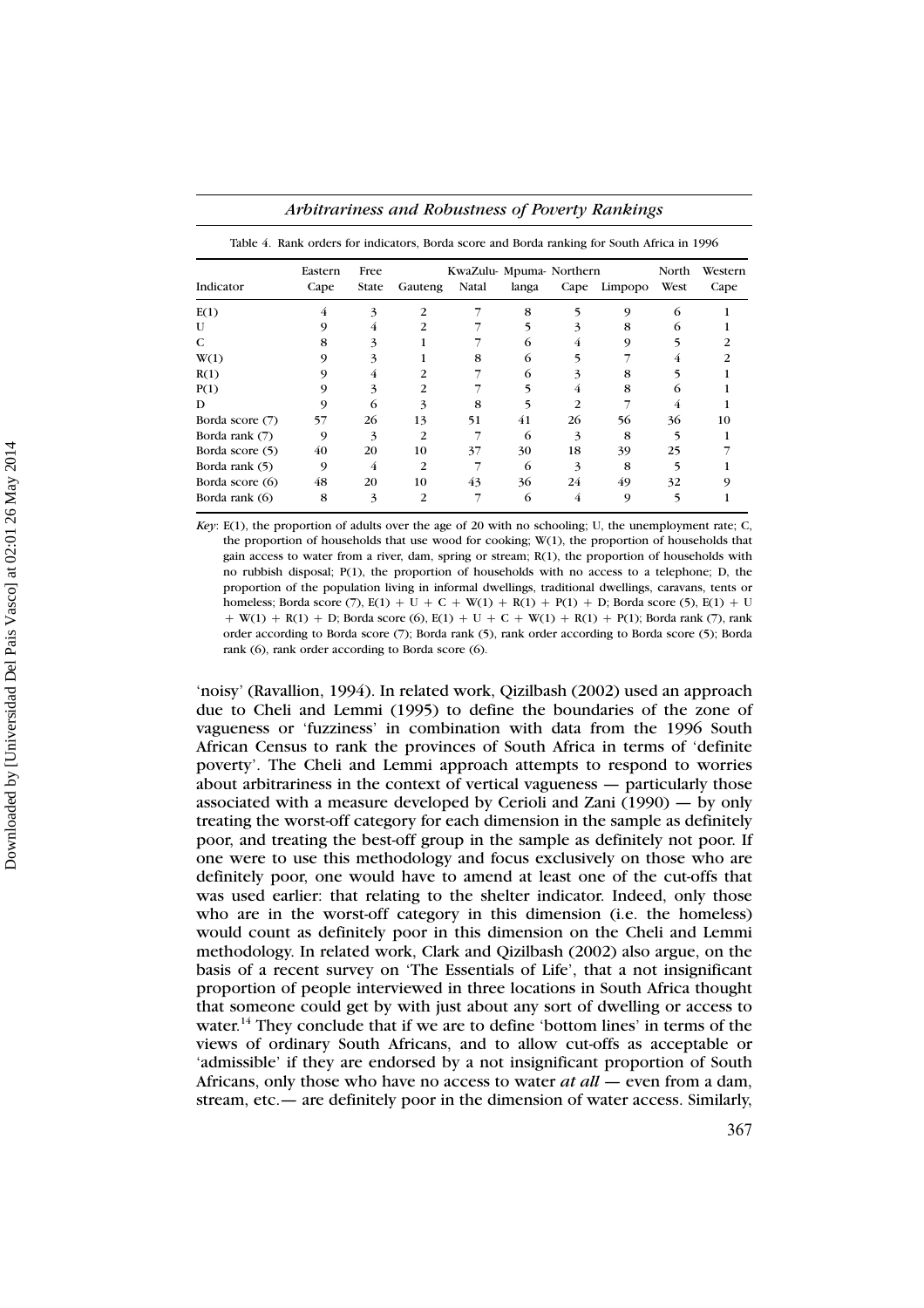Table 4. Rank orders for indicators, Borda score and Borda ranking for South Africa in 1996

| Indicator | Eastern Cape | Free State | Gauteng | KwaZulu-Natal | Mpuma-langa | Northern Cape | Limpopo | North West | Western Cape |
|---|---|---|---|---|---|---|---|---|---|
| E(1) | 4 | 3 | 2 | 7 | 8 | 5 | 9 | 6 | 1 |
| U | 9 | 4 | 2 | 7 | 5 | 3 | 8 | 6 | 1 |
| C | 8 | 3 | 1 | 7 | 6 | 4 | 9 | 5 | 2 |
| W(1) | 9 | 3 | 1 | 8 | 6 | 5 | 7 | 4 | 2 |
| R(1) | 9 | 4 | 2 | 7 | 6 | 3 | 8 | 5 | 1 |
| P(1) | 9 | 3 | 2 | 7 | 5 | 4 | 8 | 6 | 1 |
| D | 9 | 6 | 3 | 8 | 5 | 2 | 7 | 4 | 1 |
| Borda score (7) | 57 | 26 | 13 | 51 | 41 | 26 | 56 | 36 | 10 |
| Borda rank (7) | 9 | 3 | 2 | 7 | 6 | 3 | 8 | 5 | 1 |
| Borda score (5) | 40 | 20 | 10 | 37 | 30 | 18 | 39 | 25 | 7 |
| Borda rank (5) | 9 | 4 | 2 | 7 | 6 | 3 | 8 | 5 | 1 |
| Borda score (6) | 48 | 20 | 10 | 43 | 36 | 24 | 49 | 32 | 9 |
| Borda rank (6) | 8 | 3 | 2 | 7 | 6 | 4 | 9 | 5 | 1 |

*Key*: E(1), the proportion of adults over the age of 20 with no schooling; U, the unemployment rate; C, the proportion of households that use wood for cooking; W(1), the proportion of households that gain access to water from a river, dam, spring or stream; R(1), the proportion of households with no rubbish disposal; P(1), the proportion of households with no access to a telephone; D, the proportion of the population living in informal dwellings, traditional dwellings, caravans, tents or homeless; Borda score (7), E(1) + U + C + W(1) + R(1) + P(1) + D; Borda score (5), E(1) + U + W(1) + R(1) + D; Borda score (6), E(1) + U + C + W(1) + R(1) + P(1); Borda rank (7), rank order according to Borda score (7); Borda rank (5), rank order according to Borda score (5); Borda rank (6), rank order according to Borda score (6).

'noisy' (Ravallion, 1994). In related work, Qizilbash (2002) used an approach due to Cheli and Lemmi (1995) to define the boundaries of the zone of vagueness or 'fuzziness' in combination with data from the 1996 South African Census to rank the provinces of South Africa in terms of 'definite poverty'. The Cheli and Lemmi approach attempts to respond to worries about arbitrariness in the context of vertical vagueness — particularly those associated with a measure developed by Cerioli and Zani (1990) — by only treating the worst-off category for each dimension in the sample as definitely poor, and treating the best-off group in the sample as definitely not poor. If one were to use this methodology and focus exclusively on those who are definitely poor, one would have to amend at least one of the cut-offs that was used earlier: that relating to the shelter indicator. Indeed, only those who are in the worst-off category in this dimension (i.e. the homeless) would count as definitely poor in this dimension on the Cheli and Lemmi methodology. In related work, Clark and Qizilbash (2002) also argue, on the basis of a recent survey on 'The Essentials of Life', that a not insignificant proportion of people interviewed in three locations in South Africa thought that someone could get by with just about any sort of dwelling or access to water.[14] They conclude that if we are to define 'bottom lines' in terms of the views of ordinary South Africans, and to allow cut-offs as acceptable or 'admissible' if they are endorsed by a not insignificant proportion of South Africans, only those who have no access to water *at all* — even from a dam, stream, etc.— are definitely poor in the dimension of water access. Similarly,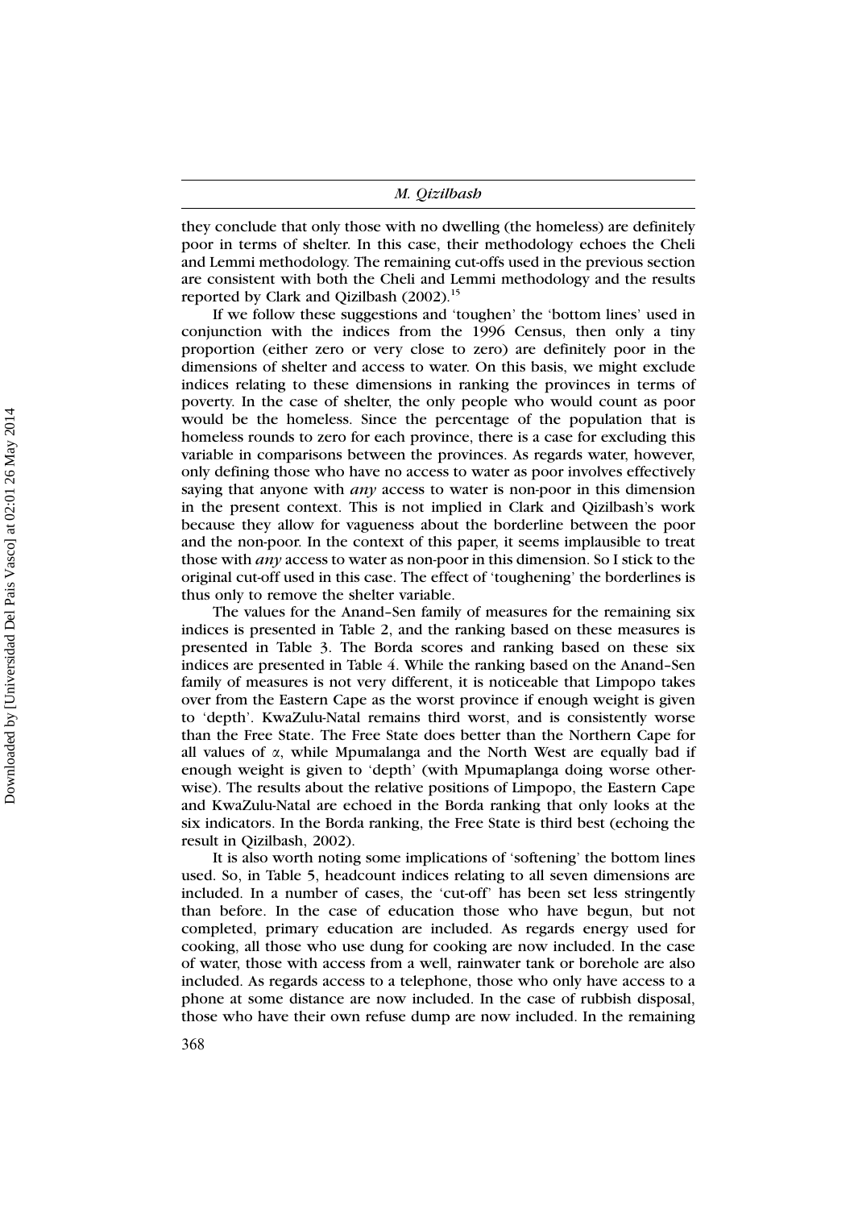they conclude that only those with no dwelling (the homeless) are definitely poor in terms of shelter. In this case, their methodology echoes the Cheli and Lemmi methodology. The remaining cut-offs used in the previous section are consistent with both the Cheli and Lemmi methodology and the results reported by Clark and Qizilbash (2002).[15]

If we follow these suggestions and 'toughen' the 'bottom lines' used in conjunction with the indices from the 1996 Census, then only a tiny proportion (either zero or very close to zero) are definitely poor in the dimensions of shelter and access to water. On this basis, we might exclude indices relating to these dimensions in ranking the provinces in terms of poverty. In the case of shelter, the only people who would count as poor would be the homeless. Since the percentage of the population that is homeless rounds to zero for each province, there is a case for excluding this variable in comparisons between the provinces. As regards water, however, only defining those who have no access to water as poor involves effectively saying that anyone with *any* access to water is non-poor in this dimension in the present context. This is not implied in Clark and Qizilbash's work because they allow for vagueness about the borderline between the poor and the non-poor. In the context of this paper, it seems implausible to treat those with *any* access to water as non-poor in this dimension. So I stick to the original cut-off used in this case. The effect of 'toughening' the borderlines is thus only to remove the shelter variable.

The values for the Anand–Sen family of measures for the remaining six indices is presented in Table 2, and the ranking based on these measures is presented in Table 3. The Borda scores and ranking based on these six indices are presented in Table 4. While the ranking based on the Anand–Sen family of measures is not very different, it is noticeable that Limpopo takes over from the Eastern Cape as the worst province if enough weight is given to 'depth'. KwaZulu-Natal remains third worst, and is consistently worse than the Free State. The Free State does better than the Northern Cape for all values of $\alpha$, while Mpumalanga and the North West are equally bad if enough weight is given to 'depth' (with Mpumaplanga doing worse otherwise). The results about the relative positions of Limpopo, the Eastern Cape and KwaZulu-Natal are echoed in the Borda ranking that only looks at the six indicators. In the Borda ranking, the Free State is third best (echoing the result in Qizilbash, 2002).

It is also worth noting some implications of 'softening' the bottom lines used. So, in Table 5, headcount indices relating to all seven dimensions are included. In a number of cases, the 'cut-off' has been set less stringently than before. In the case of education those who have begun, but not completed, primary education are included. As regards energy used for cooking, all those who use dung for cooking are now included. In the case of water, those with access from a well, rainwater tank or borehole are also included. As regards access to a telephone, those who only have access to a phone at some distance are now included. In the case of rubbish disposal, those who have their own refuse dump are now included. In the remaining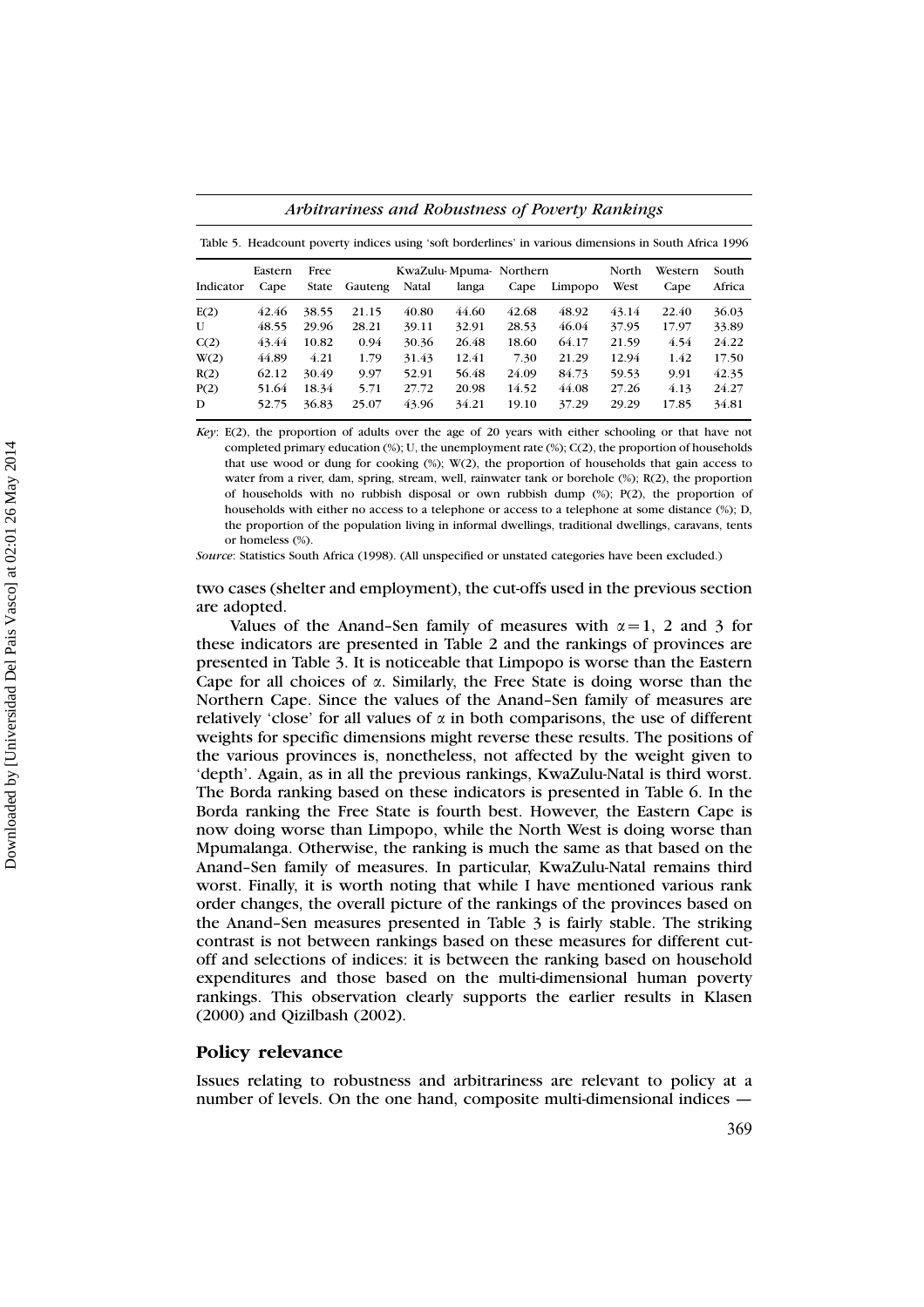Table 5. Headcount poverty indices using 'soft borderlines' in various dimensions in South Africa 1996

| Indicator | Eastern Cape | Free State | Gauteng | KwaZulu-Natal | Mpumalanga | Northern Cape | Limpopo | North West | Western Cape | South Africa |
|---|---|---|---|---|---|---|---|---|---|---|
| E(2) | 42.46 | 38.55 | 21.15 | 40.80 | 44.60 | 42.68 | 48.92 | 43.14 | 22.40 | 36.03 |
| U | 48.55 | 29.96 | 28.21 | 39.11 | 32.91 | 28.53 | 46.04 | 37.95 | 17.97 | 33.89 |
| C(2) | 43.44 | 10.82 | 0.94 | 30.36 | 26.48 | 18.60 | 64.17 | 21.59 | 4.54 | 24.22 |
| W(2) | 44.89 | 4.21 | 1.79 | 31.43 | 12.41 | 7.30 | 21.29 | 12.94 | 1.42 | 17.50 |
| R(2) | 62.12 | 30.49 | 9.97 | 52.91 | 56.48 | 24.09 | 84.73 | 59.53 | 9.91 | 42.35 |
| P(2) | 51.64 | 18.34 | 5.71 | 27.72 | 20.98 | 14.52 | 44.08 | 27.26 | 4.13 | 24.27 |
| D | 52.75 | 36.83 | 25.07 | 43.96 | 34.21 | 19.10 | 37.29 | 29.29 | 17.85 | 34.81 |

*Key*: E(2), the proportion of adults over the age of 20 years with either schooling or that have not completed primary education (%); U, the unemployment rate (%); C(2), the proportion of households that use wood or dung for cooking (%); W(2), the proportion of households that gain access to water from a river, dam, spring, stream, well, rainwater tank or borehole (%); R(2), the proportion of households with no rubbish disposal or own rubbish dump (%); P(2), the proportion of households with either no access to a telephone or access to a telephone at some distance (%); D, the proportion of the population living in informal dwellings, traditional dwellings, caravans, tents or homeless (%).

*Source*: Statistics South Africa (1998). (All unspecified or unstated categories have been excluded.)

two cases (shelter and employment), the cut-offs used in the previous section are adopted.

Values of the Anand–Sen family of measures with $\alpha = 1$, 2 and 3 for these indicators are presented in Table 2 and the rankings of provinces are presented in Table 3. It is noticeable that Limpopo is worse than the Eastern Cape for all choices of $\alpha$. Similarly, the Free State is doing worse than the Northern Cape. Since the values of the Anand–Sen family of measures are relatively 'close' for all values of $\alpha$ in both comparisons, the use of different weights for specific dimensions might reverse these results. The positions of the various provinces is, nonetheless, not affected by the weight given to 'depth'. Again, as in all the previous rankings, KwaZulu-Natal is third worst. The Borda ranking based on these indicators is presented in Table 6. In the Borda ranking the Free State is fourth best. However, the Eastern Cape is now doing worse than Limpopo, while the North West is doing worse than Mpumalanga. Otherwise, the ranking is much the same as that based on the Anand–Sen family of measures. In particular, KwaZulu-Natal remains third worst. Finally, it is worth noting that while I have mentioned various rank order changes, the overall picture of the rankings of the provinces based on the Anand–Sen measures presented in Table 3 is fairly stable. The striking contrast is not between rankings based on these measures for different cut-off and selections of indices: it is between the ranking based on household expenditures and those based on the multi-dimensional human poverty rankings. This observation clearly supports the earlier results in Klasen (2000) and Qizilbash (2002).

## Policy relevance

Issues relating to robustness and arbitrariness are relevant to policy at a number of levels. On the one hand, composite multi-dimensional indices —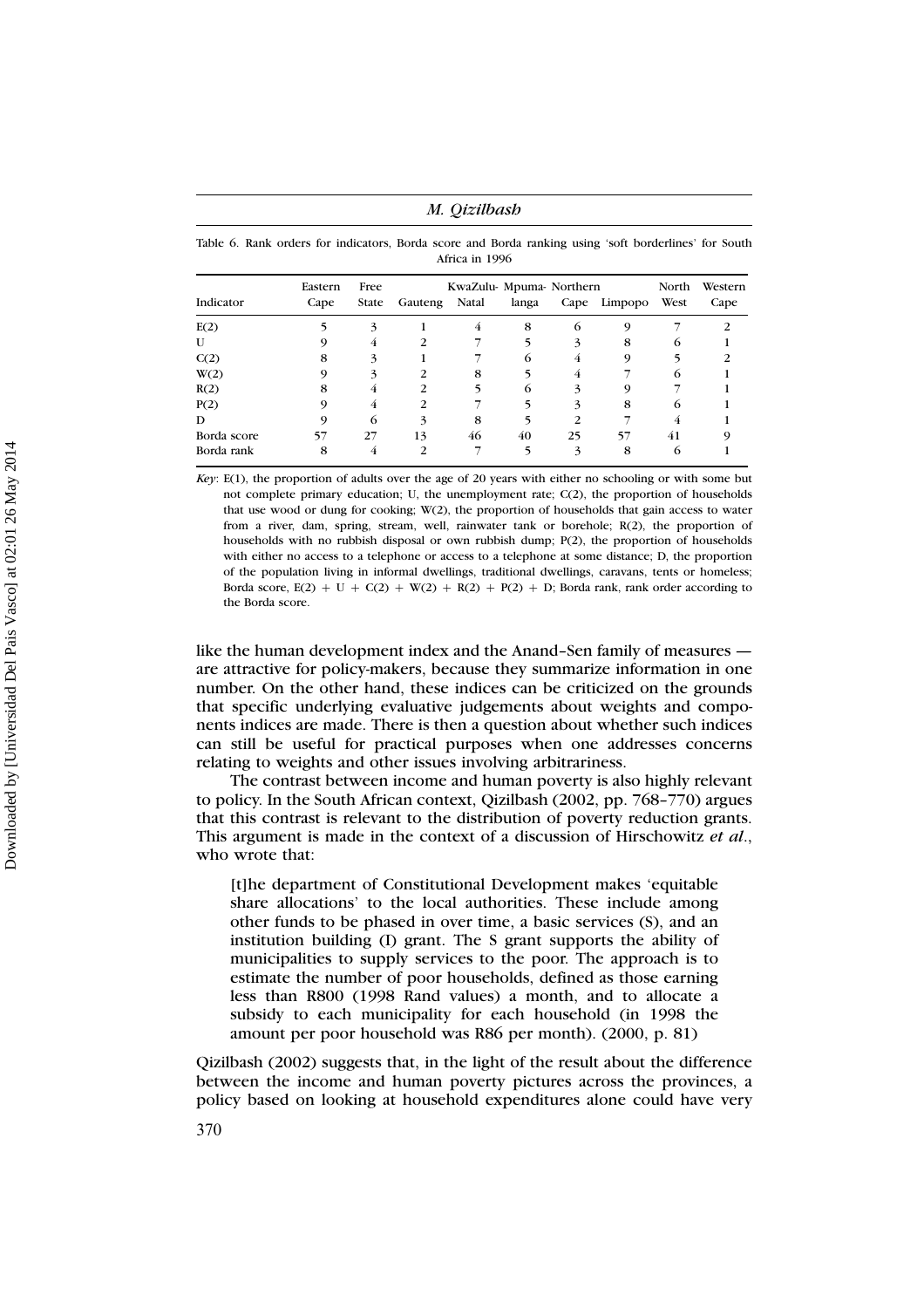Table 6. Rank orders for indicators, Borda score and Borda ranking using 'soft borderlines' for South Africa in 1996

| Indicator | Eastern Cape | Free State | Gauteng | KwaZulu-Natal | Mpuma-langa | Northern Cape | Limpopo | North West | Western Cape |
|---|---|---|---|---|---|---|---|---|---|
| E(2) | 5 | 3 | 1 | 4 | 8 | 6 | 9 | 7 | 2 |
| U | 9 | 4 | 2 | 7 | 5 | 3 | 8 | 6 | 1 |
| C(2) | 8 | 3 | 1 | 7 | 6 | 4 | 9 | 5 | 2 |
| W(2) | 9 | 3 | 2 | 8 | 5 | 4 | 7 | 6 | 1 |
| R(2) | 8 | 4 | 2 | 5 | 6 | 3 | 9 | 7 | 1 |
| P(2) | 9 | 4 | 2 | 7 | 5 | 3 | 8 | 6 | 1 |
| D | 9 | 6 | 3 | 8 | 5 | 2 | 7 | 4 | 1 |
| Borda score | 57 | 27 | 13 | 46 | 40 | 25 | 57 | 41 | 9 |
| Borda rank | 8 | 4 | 2 | 7 | 5 | 3 | 8 | 6 | 1 |

*Key*: E(1), the proportion of adults over the age of 20 years with either no schooling or with some but not complete primary education; U, the unemployment rate; C(2), the proportion of households that use wood or dung for cooking; W(2), the proportion of households that gain access to water from a river, dam, spring, stream, well, rainwater tank or borehole; R(2), the proportion of households with no rubbish disposal or own rubbish dump; P(2), the proportion of households with either no access to a telephone or access to a telephone at some distance; D, the proportion of the population living in informal dwellings, traditional dwellings, caravans, tents or homeless; Borda score, E(2) + U + C(2) + W(2) + R(2) + P(2) + D; Borda rank, rank order according to the Borda score.

like the human development index and the Anand–Sen family of measures — are attractive for policy-makers, because they summarize information in one number. On the other hand, these indices can be criticized on the grounds that specific underlying evaluative judgements about weights and components indices are made. There is then a question about whether such indices can still be useful for practical purposes when one addresses concerns relating to weights and other issues involving arbitrariness.

The contrast between income and human poverty is also highly relevant to policy. In the South African context, Qizilbash (2002, pp. 768–770) argues that this contrast is relevant to the distribution of poverty reduction grants. This argument is made in the context of a discussion of Hirschowitz *et al*., who wrote that:

> [t]he department of Constitutional Development makes 'equitable share allocations' to the local authorities. These include among other funds to be phased in over time, a basic services (S), and an institution building (I) grant. The S grant supports the ability of municipalities to supply services to the poor. The approach is to estimate the number of poor households, defined as those earning less than R800 (1998 Rand values) a month, and to allocate a subsidy to each municipality for each household (in 1998 the amount per poor household was R86 per month). (2000, p. 81)

Qizilbash (2002) suggests that, in the light of the result about the difference between the income and human poverty pictures across the provinces, a policy based on looking at household expenditures alone could have very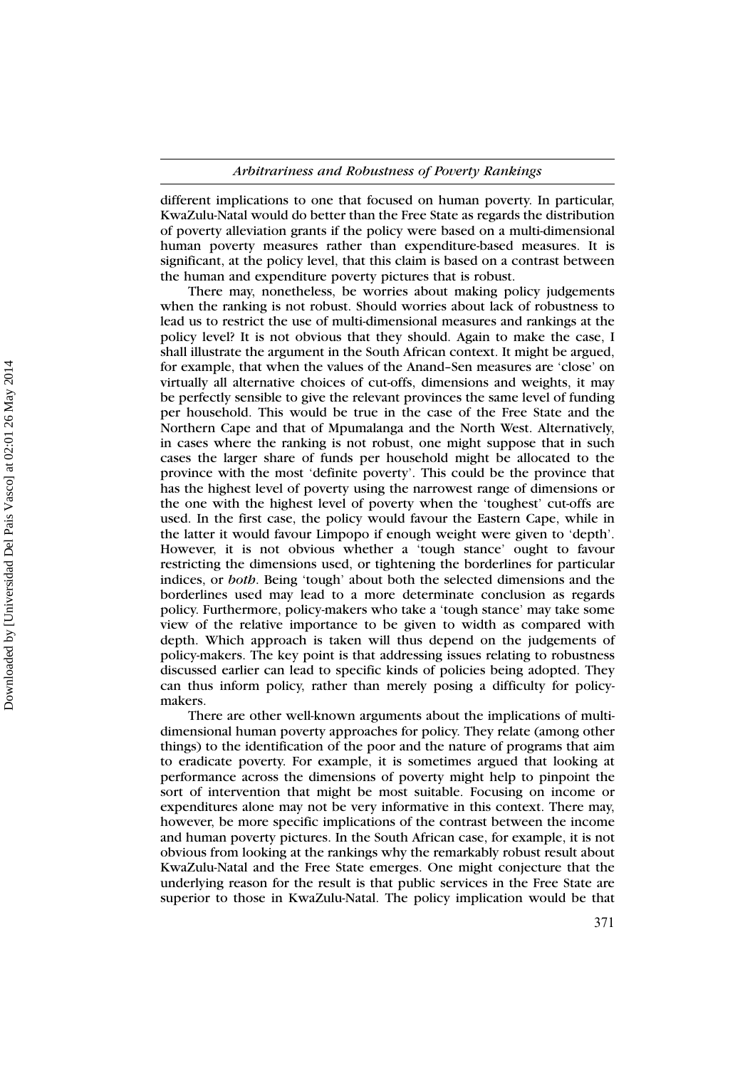different implications to one that focused on human poverty. In particular, KwaZulu-Natal would do better than the Free State as regards the distribution of poverty alleviation grants if the policy were based on a multi-dimensional human poverty measures rather than expenditure-based measures. It is significant, at the policy level, that this claim is based on a contrast between the human and expenditure poverty pictures that is robust.

There may, nonetheless, be worries about making policy judgements when the ranking is not robust. Should worries about lack of robustness to lead us to restrict the use of multi-dimensional measures and rankings at the policy level? It is not obvious that they should. Again to make the case, I shall illustrate the argument in the South African context. It might be argued, for example, that when the values of the Anand–Sen measures are 'close' on virtually all alternative choices of cut-offs, dimensions and weights, it may be perfectly sensible to give the relevant provinces the same level of funding per household. This would be true in the case of the Free State and the Northern Cape and that of Mpumalanga and the North West. Alternatively, in cases where the ranking is not robust, one might suppose that in such cases the larger share of funds per household might be allocated to the province with the most 'definite poverty'. This could be the province that has the highest level of poverty using the narrowest range of dimensions or the one with the highest level of poverty when the 'toughest' cut-offs are used. In the first case, the policy would favour the Eastern Cape, while in the latter it would favour Limpopo if enough weight were given to 'depth'. However, it is not obvious whether a 'tough stance' ought to favour restricting the dimensions used, or tightening the borderlines for particular indices, or *both*. Being 'tough' about both the selected dimensions and the borderlines used may lead to a more determinate conclusion as regards policy. Furthermore, policy-makers who take a 'tough stance' may take some view of the relative importance to be given to width as compared with depth. Which approach is taken will thus depend on the judgements of policy-makers. The key point is that addressing issues relating to robustness discussed earlier can lead to specific kinds of policies being adopted. They can thus inform policy, rather than merely posing a difficulty for policy-makers.

There are other well-known arguments about the implications of multi-dimensional human poverty approaches for policy. They relate (among other things) to the identification of the poor and the nature of programs that aim to eradicate poverty. For example, it is sometimes argued that looking at performance across the dimensions of poverty might help to pinpoint the sort of intervention that might be most suitable. Focusing on income or expenditures alone may not be very informative in this context. There may, however, be more specific implications of the contrast between the income and human poverty pictures. In the South African case, for example, it is not obvious from looking at the rankings why the remarkably robust result about KwaZulu-Natal and the Free State emerges. One might conjecture that the underlying reason for the result is that public services in the Free State are superior to those in KwaZulu-Natal. The policy implication would be that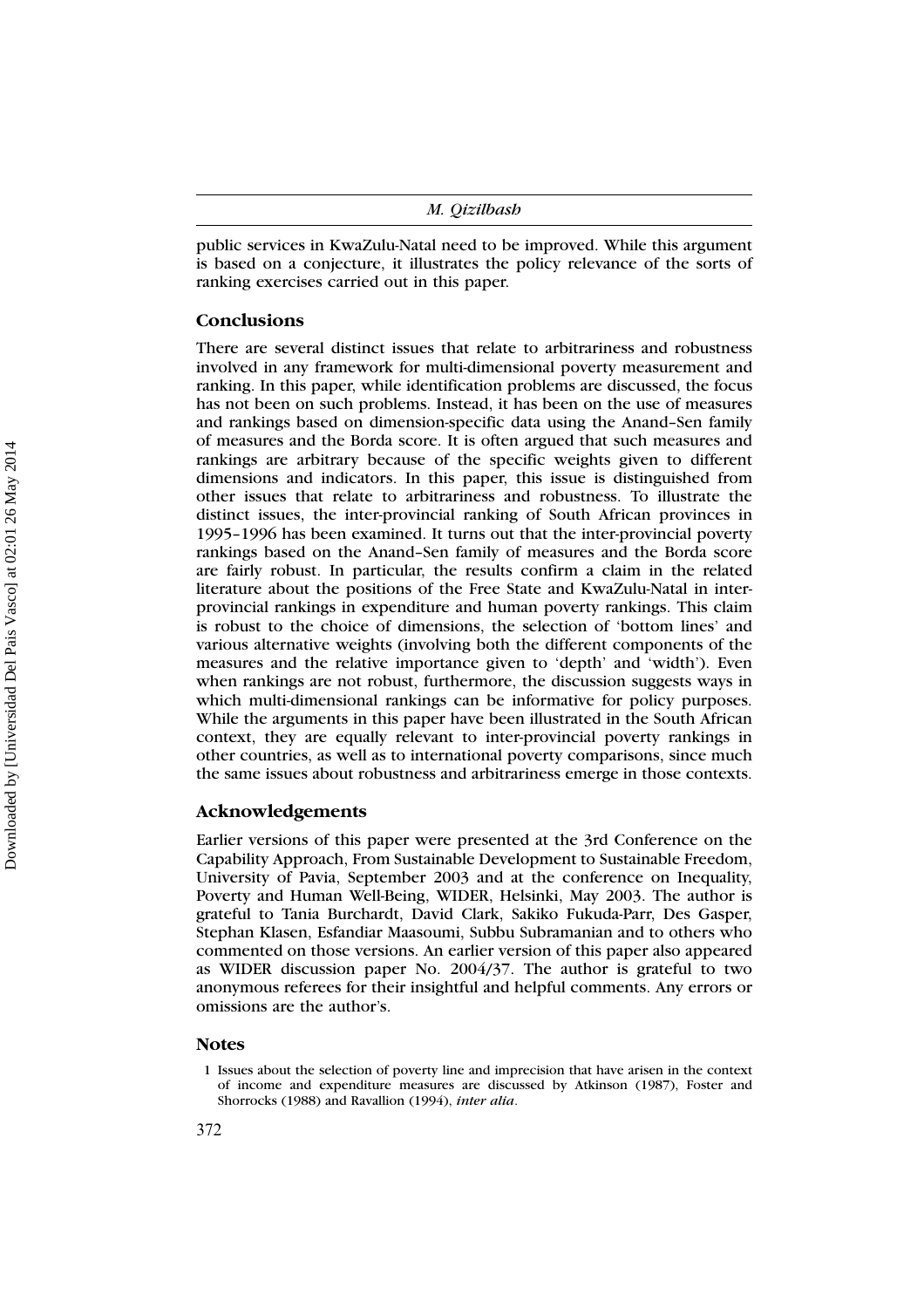public services in KwaZulu-Natal need to be improved. While this argument is based on a conjecture, it illustrates the policy relevance of the sorts of ranking exercises carried out in this paper.

## Conclusions

There are several distinct issues that relate to arbitrariness and robustness involved in any framework for multi-dimensional poverty measurement and ranking. In this paper, while identification problems are discussed, the focus has not been on such problems. Instead, it has been on the use of measures and rankings based on dimension-specific data using the Anand–Sen family of measures and the Borda score. It is often argued that such measures and rankings are arbitrary because of the specific weights given to different dimensions and indicators. In this paper, this issue is distinguished from other issues that relate to arbitrariness and robustness. To illustrate the distinct issues, the inter-provincial ranking of South African provinces in 1995–1996 has been examined. It turns out that the inter-provincial poverty rankings based on the Anand–Sen family of measures and the Borda score are fairly robust. In particular, the results confirm a claim in the related literature about the positions of the Free State and KwaZulu-Natal in inter-provincial rankings in expenditure and human poverty rankings. This claim is robust to the choice of dimensions, the selection of 'bottom lines' and various alternative weights (involving both the different components of the measures and the relative importance given to 'depth' and 'width'). Even when rankings are not robust, furthermore, the discussion suggests ways in which multi-dimensional rankings can be informative for policy purposes. While the arguments in this paper have been illustrated in the South African context, they are equally relevant to inter-provincial poverty rankings in other countries, as well as to international poverty comparisons, since much the same issues about robustness and arbitrariness emerge in those contexts.

## Acknowledgements

Earlier versions of this paper were presented at the 3rd Conference on the Capability Approach, From Sustainable Development to Sustainable Freedom, University of Pavia, September 2003 and at the conference on Inequality, Poverty and Human Well-Being, WIDER, Helsinki, May 2003. The author is grateful to Tania Burchardt, David Clark, Sakiko Fukuda-Parr, Des Gasper, Stephan Klasen, Esfandiar Maasoumi, Subbu Subramanian and to others who commented on those versions. An earlier version of this paper also appeared as WIDER discussion paper No. 2004/37. The author is grateful to two anonymous referees for their insightful and helpful comments. Any errors or omissions are the author's.

## Notes

1 Issues about the selection of poverty line and imprecision that have arisen in the context of income and expenditure measures are discussed by Atkinson (1987), Foster and Shorrocks (1988) and Ravallion (1994), *inter alia*.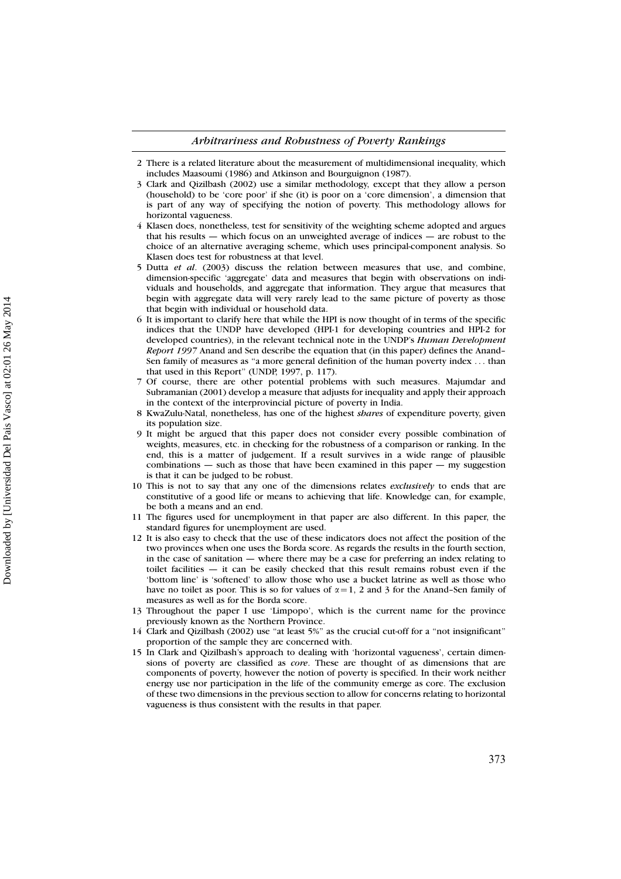2 There is a related literature about the measurement of multidimensional inequality, which includes Maasoumi (1986) and Atkinson and Bourguignon (1987).

3 Clark and Qizilbash (2002) use a similar methodology, except that they allow a person (household) to be 'core poor' if she (it) is poor on a 'core dimension', a dimension that is part of any way of specifying the notion of poverty. This methodology allows for horizontal vagueness.

4 Klasen does, nonetheless, test for sensitivity of the weighting scheme adopted and argues that his results — which focus on an unweighted average of indices — are robust to the choice of an alternative averaging scheme, which uses principal-component analysis. So Klasen does test for robustness at that level.

5 Dutta *et al*. (2003) discuss the relation between measures that use, and combine, dimension-specific 'aggregate' data and measures that begin with observations on individuals and households, and aggregate that information. They argue that measures that begin with aggregate data will very rarely lead to the same picture of poverty as those that begin with individual or household data.

6 It is important to clarify here that while the HPI is now thought of in terms of the specific indices that the UNDP have developed (HPI-1 for developing countries and HPI-2 for developed countries), in the relevant technical note in the UNDP's *Human Development Report 1997* Anand and Sen describe the equation that (in this paper) defines the Anand–Sen family of measures as "a more general definition of the human poverty index ... than that used in this Report" (UNDP, 1997, p. 117).

7 Of course, there are other potential problems with such measures. Majumdar and Subramanian (2001) develop a measure that adjusts for inequality and apply their approach in the context of the interprovincial picture of poverty in India.

8 KwaZulu-Natal, nonetheless, has one of the highest *shares* of expenditure poverty, given its population size.

9 It might be argued that this paper does not consider every possible combination of weights, measures, etc. in checking for the robustness of a comparison or ranking. In the end, this is a matter of judgement. If a result survives in a wide range of plausible combinations — such as those that have been examined in this paper — my suggestion is that it can be judged to be robust.

10 This is not to say that any one of the dimensions relates *exclusively* to ends that are constitutive of a good life or means to achieving that life. Knowledge can, for example, be both a means and an end.

11 The figures used for unemployment in that paper are also different. In this paper, the standard figures for unemployment are used.

12 It is also easy to check that the use of these indicators does not affect the position of the two provinces when one uses the Borda score. As regards the results in the fourth section, in the case of sanitation — where there may be a case for preferring an index relating to toilet facilities — it can be easily checked that this result remains robust even if the 'bottom line' is 'softened' to allow those who use a bucket latrine as well as those who have no toilet as poor. This is so for values of $\alpha = 1$, 2 and 3 for the Anand–Sen family of measures as well as for the Borda score.

13 Throughout the paper I use 'Limpopo', which is the current name for the province previously known as the Northern Province.

14 Clark and Qizilbash (2002) use "at least 5%" as the crucial cut-off for a "not insignificant" proportion of the sample they are concerned with.

15 In Clark and Qizilbash's approach to dealing with 'horizontal vagueness', certain dimensions of poverty are classified as *core*. These are thought of as dimensions that are components of poverty, however the notion of poverty is specified. In their work neither energy use nor participation in the life of the community emerge as core. The exclusion of these two dimensions in the previous section to allow for concerns relating to horizontal vagueness is thus consistent with the results in that paper.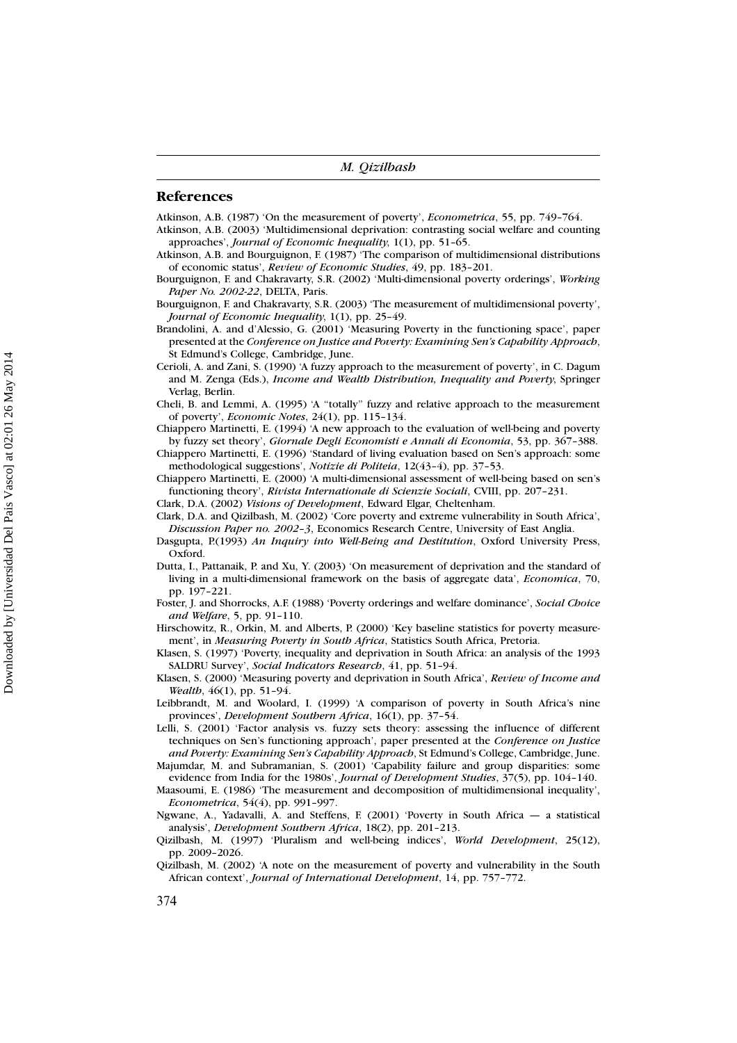## References

Atkinson, A.B. (1987) 'On the measurement of poverty', *Econometrica*, 55, pp. 749–764.

Atkinson, A.B. (2003) 'Multidimensional deprivation: contrasting social welfare and counting approaches', *Journal of Economic Inequality*, 1(1), pp. 51–65.

Atkinson, A.B. and Bourguignon, F. (1987) 'The comparison of multidimensional distributions of economic status', *Review of Economic Studies*, 49, pp. 183–201.

Bourguignon, F. and Chakravarty, S.R. (2002) 'Multi-dimensional poverty orderings', *Working Paper No. 2002-22*, DELTA, Paris.

Bourguignon, F. and Chakravarty, S.R. (2003) 'The measurement of multidimensional poverty', *Journal of Economic Inequality*, 1(1), pp. 25–49.

Brandolini, A. and d'Alessio, G. (2001) 'Measuring Poverty in the functioning space', paper presented at the *Conference on Justice and Poverty: Examining Sen's Capability Approach*, St Edmund's College, Cambridge, June.

Cerioli, A. and Zani, S. (1990) 'A fuzzy approach to the measurement of poverty', in C. Dagum and M. Zenga (Eds.), *Income and Wealth Distribution, Inequality and Poverty*, Springer Verlag, Berlin.

Cheli, B. and Lemmi, A. (1995) 'A "totally" fuzzy and relative approach to the measurement of poverty', *Economic Notes*, 24(1), pp. 115–134.

Chiappero Martinetti, E. (1994) 'A new approach to the evaluation of well-being and poverty by fuzzy set theory', *Giornale Degli Economisti e Annali di Economia*, 53, pp. 367–388.

Chiappero Martinetti, E. (1996) 'Standard of living evaluation based on Sen's approach: some methodological suggestions', *Notizie di Politeia*, 12(43–4), pp. 37–53.

Chiappero Martinetti, E. (2000) 'A multi-dimensional assessment of well-being based on sen's functioning theory', *Rivista Internationale di Scienzie Sociali*, CVIII, pp. 207–231.

Clark, D.A. (2002) *Visions of Development*, Edward Elgar, Cheltenham.

Clark, D.A. and Qizilbash, M. (2002) 'Core poverty and extreme vulnerability in South Africa', *Discussion Paper no. 2002–3*, Economics Research Centre, University of East Anglia.

Dasgupta, P.(1993) *An Inquiry into Well-Being and Destitution*, Oxford University Press, Oxford.

Dutta, I., Pattanaik, P. and Xu, Y. (2003) 'On measurement of deprivation and the standard of living in a multi-dimensional framework on the basis of aggregate data', *Economica*, 70, pp. 197–221.

Foster, J. and Shorrocks, A.F. (1988) 'Poverty orderings and welfare dominance', *Social Choice and Welfare*, 5, pp. 91–110.

Hirschowitz, R., Orkin, M. and Alberts, P. (2000) 'Key baseline statistics for poverty measurement', in *Measuring Poverty in South Africa*, Statistics South Africa, Pretoria.

Klasen, S. (1997) 'Poverty, inequality and deprivation in South Africa: an analysis of the 1993 SALDRU Survey', *Social Indicators Research*, 41, pp. 51–94.

Klasen, S. (2000) 'Measuring poverty and deprivation in South Africa', *Review of Income and Wealth*, 46(1), pp. 51–94.

Leibbrandt, M. and Woolard, I. (1999) 'A comparison of poverty in South Africa's nine provinces', *Development Southern Africa*, 16(1), pp. 37–54.

Lelli, S. (2001) 'Factor analysis vs. fuzzy sets theory: assessing the influence of different techniques on Sen's functioning approach', paper presented at the *Conference on Justice and Poverty: Examining Sen's Capability Approach*, St Edmund's College, Cambridge, June.

Majumdar, M. and Subramanian, S. (2001) 'Capability failure and group disparities: some evidence from India for the 1980s', *Journal of Development Studies*, 37(5), pp. 104–140.

Maasoumi, E. (1986) 'The measurement and decomposition of multidimensional inequality', *Econometrica*, 54(4), pp. 991–997.

Ngwane, A., Yadavalli, A. and Steffens, F. (2001) 'Poverty in South Africa — a statistical analysis', *Development Southern Africa*, 18(2), pp. 201–213.

Qizilbash, M. (1997) 'Pluralism and well-being indices', *World Development*, 25(12), pp. 2009–2026.

Qizilbash, M. (2002) 'A note on the measurement of poverty and vulnerability in the South African context', *Journal of International Development*, 14, pp. 757–772.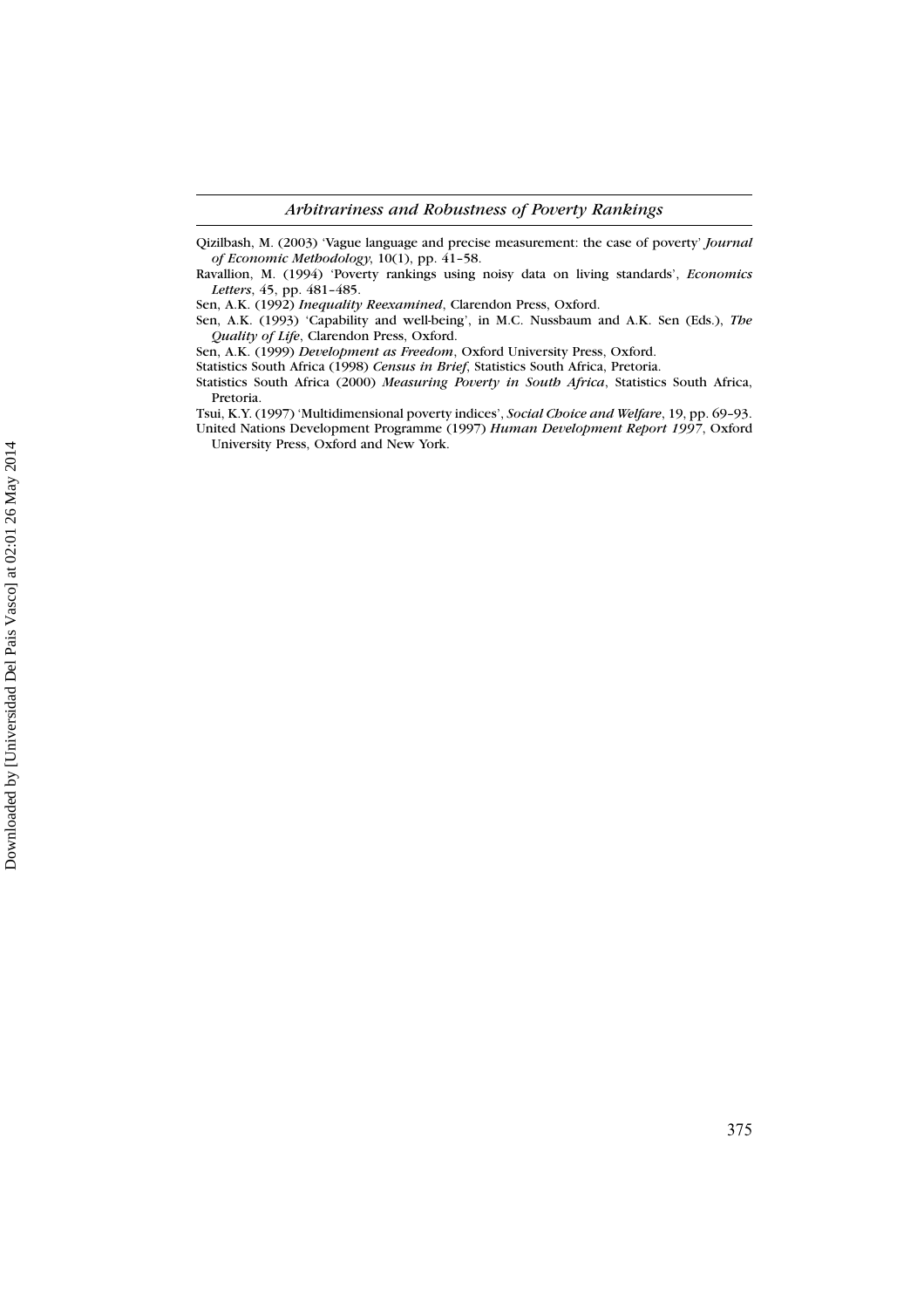Qizilbash, M. (2003) 'Vague language and precise measurement: the case of poverty' *Journal of Economic Methodology*, 10(1), pp. 41–58.

Ravallion, M. (1994) 'Poverty rankings using noisy data on living standards', *Economics Letters*, 45, pp. 481–485.

Sen, A.K. (1992) *Inequality Reexamined*, Clarendon Press, Oxford.

Sen, A.K. (1993) 'Capability and well-being', in M.C. Nussbaum and A.K. Sen (Eds.), *The Quality of Life*, Clarendon Press, Oxford.

Sen, A.K. (1999) *Development as Freedom*, Oxford University Press, Oxford.

Statistics South Africa (1998) *Census in Brief*, Statistics South Africa, Pretoria.

Statistics South Africa (2000) *Measuring Poverty in South Africa*, Statistics South Africa, Pretoria.

Tsui, K.Y. (1997) 'Multidimensional poverty indices', *Social Choice and Welfare*, 19, pp. 69–93.

United Nations Development Programme (1997) *Human Development Report 1997*, Oxford University Press, Oxford and New York.